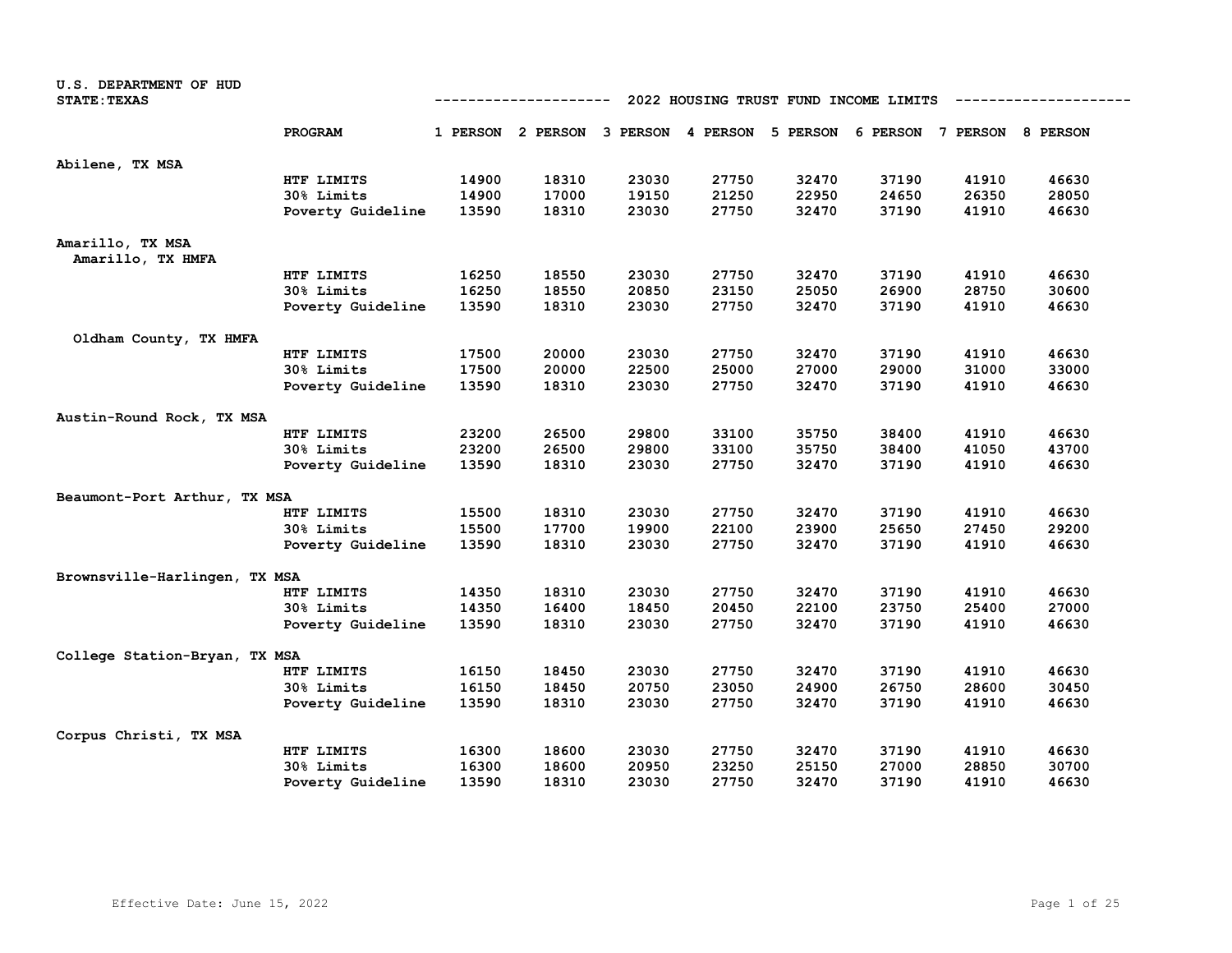U.S. DEPARTMENT OF HUD
STATE: TEXAS

## 2022 HOUSING TRUST FUND INCOME LIMITS

| | PROGRAM | 1 PERSON | 2 PERSON | 3 PERSON | 4 PERSON | 5 PERSON | 6 PERSON | 7 PERSON | 8 PERSON |
|---|---|---|---|---|---|---|---|---|---|
| **Abilene, TX MSA** | | | | | | | | | |
| | HTF LIMITS | 14900 | 18310 | 23030 | 27750 | 32470 | 37190 | 41910 | 46630 |
| | 30% Limits | 14900 | 17000 | 19150 | 21250 | 22950 | 24650 | 26350 | 28050 |
| | Poverty Guideline | 13590 | 18310 | 23030 | 27750 | 32470 | 37190 | 41910 | 46630 |
| **Amarillo, TX MSA** | | | | | | | | | |
| Amarillo, TX HMFA | | | | | | | | | |
| | HTF LIMITS | 16250 | 18550 | 23030 | 27750 | 32470 | 37190 | 41910 | 46630 |
| | 30% Limits | 16250 | 18550 | 20850 | 23150 | 25050 | 26900 | 28750 | 30600 |
| | Poverty Guideline | 13590 | 18310 | 23030 | 27750 | 32470 | 37190 | 41910 | 46630 |
| Oldham County, TX HMFA | | | | | | | | | |
| | HTF LIMITS | 17500 | 20000 | 23030 | 27750 | 32470 | 37190 | 41910 | 46630 |
| | 30% Limits | 17500 | 20000 | 22500 | 25000 | 27000 | 29000 | 31000 | 33000 |
| | Poverty Guideline | 13590 | 18310 | 23030 | 27750 | 32470 | 37190 | 41910 | 46630 |
| **Austin-Round Rock, TX MSA** | | | | | | | | | |
| | HTF LIMITS | 23200 | 26500 | 29800 | 33100 | 35750 | 38400 | 41910 | 46630 |
| | 30% Limits | 23200 | 26500 | 29800 | 33100 | 35750 | 38400 | 41050 | 43700 |
| | Poverty Guideline | 13590 | 18310 | 23030 | 27750 | 32470 | 37190 | 41910 | 46630 |
| **Beaumont-Port Arthur, TX MSA** | | | | | | | | | |
| | HTF LIMITS | 15500 | 18310 | 23030 | 27750 | 32470 | 37190 | 41910 | 46630 |
| | 30% Limits | 15500 | 17700 | 19900 | 22100 | 23900 | 25650 | 27450 | 29200 |
| | Poverty Guideline | 13590 | 18310 | 23030 | 27750 | 32470 | 37190 | 41910 | 46630 |
| **Brownsville-Harlingen, TX MSA** | | | | | | | | | |
| | HTF LIMITS | 14350 | 18310 | 23030 | 27750 | 32470 | 37190 | 41910 | 46630 |
| | 30% Limits | 14350 | 16400 | 18450 | 20450 | 22100 | 23750 | 25400 | 27000 |
| | Poverty Guideline | 13590 | 18310 | 23030 | 27750 | 32470 | 37190 | 41910 | 46630 |
| **College Station-Bryan, TX MSA** | | | | | | | | | |
| | HTF LIMITS | 16150 | 18450 | 23030 | 27750 | 32470 | 37190 | 41910 | 46630 |
| | 30% Limits | 16150 | 18450 | 20750 | 23050 | 24900 | 26750 | 28600 | 30450 |
| | Poverty Guideline | 13590 | 18310 | 23030 | 27750 | 32470 | 37190 | 41910 | 46630 |
| **Corpus Christi, TX MSA** | | | | | | | | | |
| | HTF LIMITS | 16300 | 18600 | 23030 | 27750 | 32470 | 37190 | 41910 | 46630 |
| | 30% Limits | 16300 | 18600 | 20950 | 23250 | 25150 | 27000 | 28850 | 30700 |
| | Poverty Guideline | 13590 | 18310 | 23030 | 27750 | 32470 | 37190 | 41910 | 46630 |

Effective Date: June 15, 2022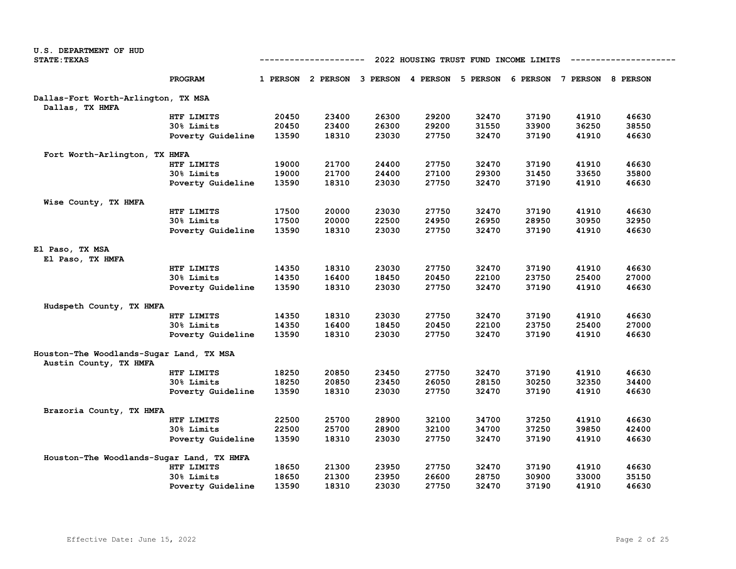U.S. DEPARTMENT OF HUD
STATE: TEXAS

## 2022 HOUSING TRUST FUND INCOME LIMITS

| | PROGRAM | 1 PERSON | 2 PERSON | 3 PERSON | 4 PERSON | 5 PERSON | 6 PERSON | 7 PERSON | 8 PERSON |
|---|---|---|---|---|---|---|---|---|---|
| **Dallas-Fort Worth-Arlington, TX MSA** | | | | | | | | | |
| Dallas, TX HMFA | | | | | | | | | |
| | HTF LIMITS | 20450 | 23400 | 26300 | 29200 | 32470 | 37190 | 41910 | 46630 |
| | 30% Limits | 20450 | 23400 | 26300 | 29200 | 31550 | 33900 | 36250 | 38550 |
| | Poverty Guideline | 13590 | 18310 | 23030 | 27750 | 32470 | 37190 | 41910 | 46630 |
| Fort Worth-Arlington, TX HMFA | | | | | | | | | |
| | HTF LIMITS | 19000 | 21700 | 24400 | 27750 | 32470 | 37190 | 41910 | 46630 |
| | 30% Limits | 19000 | 21700 | 24400 | 27100 | 29300 | 31450 | 33650 | 35800 |
| | Poverty Guideline | 13590 | 18310 | 23030 | 27750 | 32470 | 37190 | 41910 | 46630 |
| Wise County, TX HMFA | | | | | | | | | |
| | HTF LIMITS | 17500 | 20000 | 23030 | 27750 | 32470 | 37190 | 41910 | 46630 |
| | 30% Limits | 17500 | 20000 | 22500 | 24950 | 26950 | 28950 | 30950 | 32950 |
| | Poverty Guideline | 13590 | 18310 | 23030 | 27750 | 32470 | 37190 | 41910 | 46630 |
| **El Paso, TX MSA** | | | | | | | | | |
| El Paso, TX HMFA | | | | | | | | | |
| | HTF LIMITS | 14350 | 18310 | 23030 | 27750 | 32470 | 37190 | 41910 | 46630 |
| | 30% Limits | 14350 | 16400 | 18450 | 20450 | 22100 | 23750 | 25400 | 27000 |
| | Poverty Guideline | 13590 | 18310 | 23030 | 27750 | 32470 | 37190 | 41910 | 46630 |
| Hudspeth County, TX HMFA | | | | | | | | | |
| | HTF LIMITS | 14350 | 18310 | 23030 | 27750 | 32470 | 37190 | 41910 | 46630 |
| | 30% Limits | 14350 | 16400 | 18450 | 20450 | 22100 | 23750 | 25400 | 27000 |
| | Poverty Guideline | 13590 | 18310 | 23030 | 27750 | 32470 | 37190 | 41910 | 46630 |
| **Houston-The Woodlands-Sugar Land, TX MSA** | | | | | | | | | |
| Austin County, TX HMFA | | | | | | | | | |
| | HTF LIMITS | 18250 | 20850 | 23450 | 27750 | 32470 | 37190 | 41910 | 46630 |
| | 30% Limits | 18250 | 20850 | 23450 | 26050 | 28150 | 30250 | 32350 | 34400 |
| | Poverty Guideline | 13590 | 18310 | 23030 | 27750 | 32470 | 37190 | 41910 | 46630 |
| Brazoria County, TX HMFA | | | | | | | | | |
| | HTF LIMITS | 22500 | 25700 | 28900 | 32100 | 34700 | 37250 | 41910 | 46630 |
| | 30% Limits | 22500 | 25700 | 28900 | 32100 | 34700 | 37250 | 39850 | 42400 |
| | Poverty Guideline | 13590 | 18310 | 23030 | 27750 | 32470 | 37190 | 41910 | 46630 |
| Houston-The Woodlands-Sugar Land, TX HMFA | | | | | | | | | |
| | HTF LIMITS | 18650 | 21300 | 23950 | 27750 | 32470 | 37190 | 41910 | 46630 |
| | 30% Limits | 18650 | 21300 | 23950 | 26600 | 28750 | 30900 | 33000 | 35150 |
| | Poverty Guideline | 13590 | 18310 | 23030 | 27750 | 32470 | 37190 | 41910 | 46630 |

Effective Date: June 15, 2022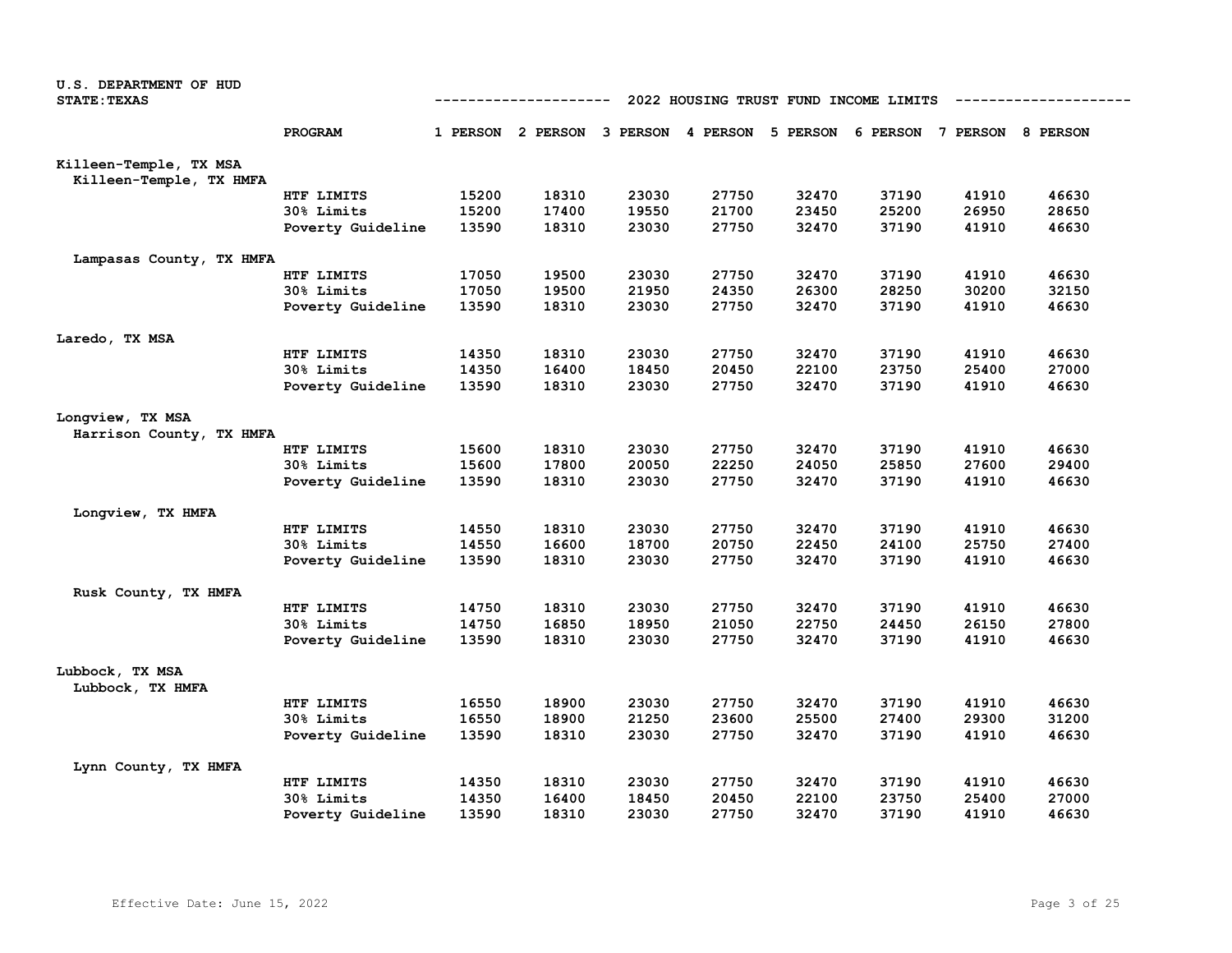U.S. DEPARTMENT OF HUD
STATE: TEXAS

2022 HOUSING TRUST FUND INCOME LIMITS

| | PROGRAM | 1 PERSON | 2 PERSON | 3 PERSON | 4 PERSON | 5 PERSON | 6 PERSON | 7 PERSON | 8 PERSON |
|---|---|---|---|---|---|---|---|---|---|
| **Killeen-Temple, TX MSA** | | | | | | | | | |
| Killeen-Temple, TX HMFA | | | | | | | | | |
| | HTF LIMITS | 15200 | 18310 | 23030 | 27750 | 32470 | 37190 | 41910 | 46630 |
| | 30% Limits | 15200 | 17400 | 19550 | 21700 | 23450 | 25200 | 26950 | 28650 |
| | Poverty Guideline | 13590 | 18310 | 23030 | 27750 | 32470 | 37190 | 41910 | 46630 |
| Lampasas County, TX HMFA | | | | | | | | | |
| | HTF LIMITS | 17050 | 19500 | 23030 | 27750 | 32470 | 37190 | 41910 | 46630 |
| | 30% Limits | 17050 | 19500 | 21950 | 24350 | 26300 | 28250 | 30200 | 32150 |
| | Poverty Guideline | 13590 | 18310 | 23030 | 27750 | 32470 | 37190 | 41910 | 46630 |
| **Laredo, TX MSA** | | | | | | | | | |
| | HTF LIMITS | 14350 | 18310 | 23030 | 27750 | 32470 | 37190 | 41910 | 46630 |
| | 30% Limits | 14350 | 16400 | 18450 | 20450 | 22100 | 23750 | 25400 | 27000 |
| | Poverty Guideline | 13590 | 18310 | 23030 | 27750 | 32470 | 37190 | 41910 | 46630 |
| **Longview, TX MSA** | | | | | | | | | |
| Harrison County, TX HMFA | | | | | | | | | |
| | HTF LIMITS | 15600 | 18310 | 23030 | 27750 | 32470 | 37190 | 41910 | 46630 |
| | 30% Limits | 15600 | 17800 | 20050 | 22250 | 24050 | 25850 | 27600 | 29400 |
| | Poverty Guideline | 13590 | 18310 | 23030 | 27750 | 32470 | 37190 | 41910 | 46630 |
| Longview, TX HMFA | | | | | | | | | |
| | HTF LIMITS | 14550 | 18310 | 23030 | 27750 | 32470 | 37190 | 41910 | 46630 |
| | 30% Limits | 14550 | 16600 | 18700 | 20750 | 22450 | 24100 | 25750 | 27400 |
| | Poverty Guideline | 13590 | 18310 | 23030 | 27750 | 32470 | 37190 | 41910 | 46630 |
| Rusk County, TX HMFA | | | | | | | | | |
| | HTF LIMITS | 14750 | 18310 | 23030 | 27750 | 32470 | 37190 | 41910 | 46630 |
| | 30% Limits | 14750 | 16850 | 18950 | 21050 | 22750 | 24450 | 26150 | 27800 |
| | Poverty Guideline | 13590 | 18310 | 23030 | 27750 | 32470 | 37190 | 41910 | 46630 |
| **Lubbock, TX MSA** | | | | | | | | | |
| Lubbock, TX HMFA | | | | | | | | | |
| | HTF LIMITS | 16550 | 18900 | 23030 | 27750 | 32470 | 37190 | 41910 | 46630 |
| | 30% Limits | 16550 | 18900 | 21250 | 23600 | 25500 | 27400 | 29300 | 31200 |
| | Poverty Guideline | 13590 | 18310 | 23030 | 27750 | 32470 | 37190 | 41910 | 46630 |
| Lynn County, TX HMFA | | | | | | | | | |
| | HTF LIMITS | 14350 | 18310 | 23030 | 27750 | 32470 | 37190 | 41910 | 46630 |
| | 30% Limits | 14350 | 16400 | 18450 | 20450 | 22100 | 23750 | 25400 | 27000 |
| | Poverty Guideline | 13590 | 18310 | 23030 | 27750 | 32470 | 37190 | 41910 | 46630 |

Effective Date: June 15, 2022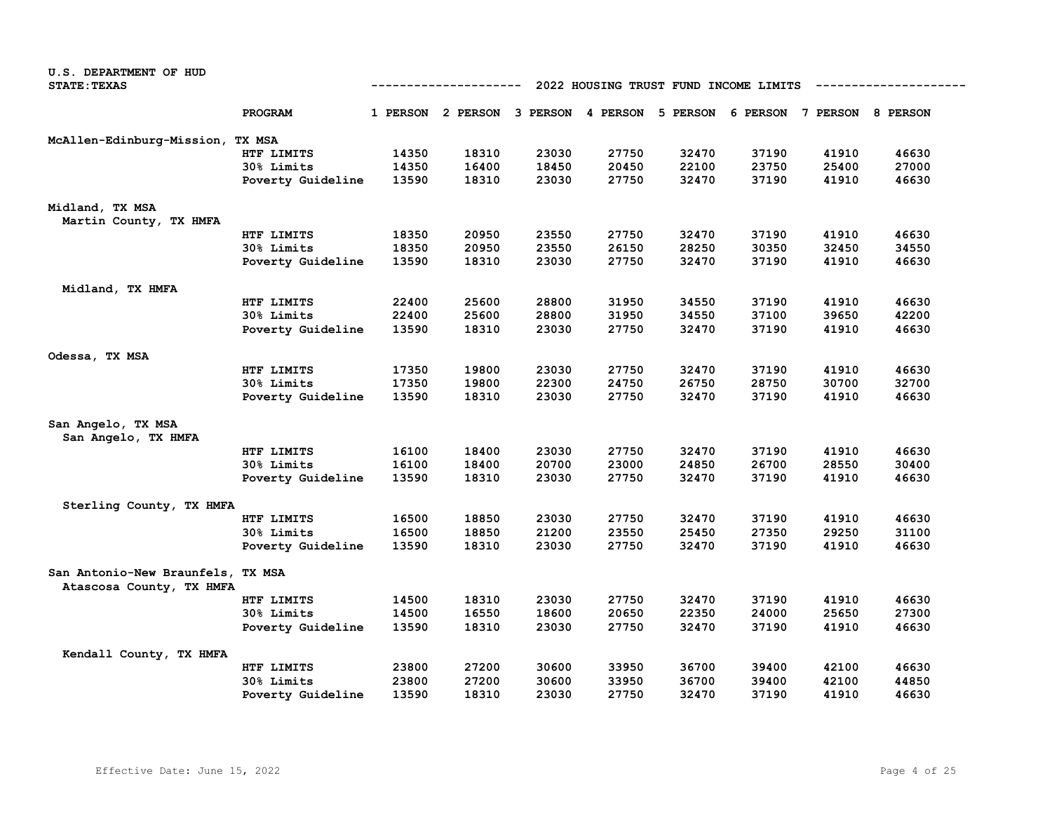U.S. DEPARTMENT OF HUD
STATE: TEXAS

## 2022 HOUSING TRUST FUND INCOME LIMITS

| | PROGRAM | 1 PERSON | 2 PERSON | 3 PERSON | 4 PERSON | 5 PERSON | 6 PERSON | 7 PERSON | 8 PERSON |
|---|---|---|---|---|---|---|---|---|---|
| **McAllen-Edinburg-Mission, TX MSA** | | | | | | | | | |
| | HTF LIMITS | 14350 | 18310 | 23030 | 27750 | 32470 | 37190 | 41910 | 46630 |
| | 30% Limits | 14350 | 16400 | 18450 | 20450 | 22100 | 23750 | 25400 | 27000 |
| | Poverty Guideline | 13590 | 18310 | 23030 | 27750 | 32470 | 37190 | 41910 | 46630 |
| **Midland, TX MSA** | | | | | | | | | |
| Martin County, TX HMFA | | | | | | | | | |
| | HTF LIMITS | 18350 | 20950 | 23550 | 27750 | 32470 | 37190 | 41910 | 46630 |
| | 30% Limits | 18350 | 20950 | 23550 | 26150 | 28250 | 30350 | 32450 | 34550 |
| | Poverty Guideline | 13590 | 18310 | 23030 | 27750 | 32470 | 37190 | 41910 | 46630 |
| Midland, TX HMFA | | | | | | | | | |
| | HTF LIMITS | 22400 | 25600 | 28800 | 31950 | 34550 | 37190 | 41910 | 46630 |
| | 30% Limits | 22400 | 25600 | 28800 | 31950 | 34550 | 37100 | 39650 | 42200 |
| | Poverty Guideline | 13590 | 18310 | 23030 | 27750 | 32470 | 37190 | 41910 | 46630 |
| **Odessa, TX MSA** | | | | | | | | | |
| | HTF LIMITS | 17350 | 19800 | 23030 | 27750 | 32470 | 37190 | 41910 | 46630 |
| | 30% Limits | 17350 | 19800 | 22300 | 24750 | 26750 | 28750 | 30700 | 32700 |
| | Poverty Guideline | 13590 | 18310 | 23030 | 27750 | 32470 | 37190 | 41910 | 46630 |
| **San Angelo, TX MSA** | | | | | | | | | |
| San Angelo, TX HMFA | | | | | | | | | |
| | HTF LIMITS | 16100 | 18400 | 23030 | 27750 | 32470 | 37190 | 41910 | 46630 |
| | 30% Limits | 16100 | 18400 | 20700 | 23000 | 24850 | 26700 | 28550 | 30400 |
| | Poverty Guideline | 13590 | 18310 | 23030 | 27750 | 32470 | 37190 | 41910 | 46630 |
| Sterling County, TX HMFA | | | | | | | | | |
| | HTF LIMITS | 16500 | 18850 | 23030 | 27750 | 32470 | 37190 | 41910 | 46630 |
| | 30% Limits | 16500 | 18850 | 21200 | 23550 | 25450 | 27350 | 29250 | 31100 |
| | Poverty Guideline | 13590 | 18310 | 23030 | 27750 | 32470 | 37190 | 41910 | 46630 |
| **San Antonio-New Braunfels, TX MSA** | | | | | | | | | |
| Atascosa County, TX HMFA | | | | | | | | | |
| | HTF LIMITS | 14500 | 18310 | 23030 | 27750 | 32470 | 37190 | 41910 | 46630 |
| | 30% Limits | 14500 | 16550 | 18600 | 20650 | 22350 | 24000 | 25650 | 27300 |
| | Poverty Guideline | 13590 | 18310 | 23030 | 27750 | 32470 | 37190 | 41910 | 46630 |
| Kendall County, TX HMFA | | | | | | | | | |
| | HTF LIMITS | 23800 | 27200 | 30600 | 33950 | 36700 | 39400 | 42100 | 46630 |
| | 30% Limits | 23800 | 27200 | 30600 | 33950 | 36700 | 39400 | 42100 | 44850 |
| | Poverty Guideline | 13590 | 18310 | 23030 | 27750 | 32470 | 37190 | 41910 | 46630 |

Effective Date: June 15, 2022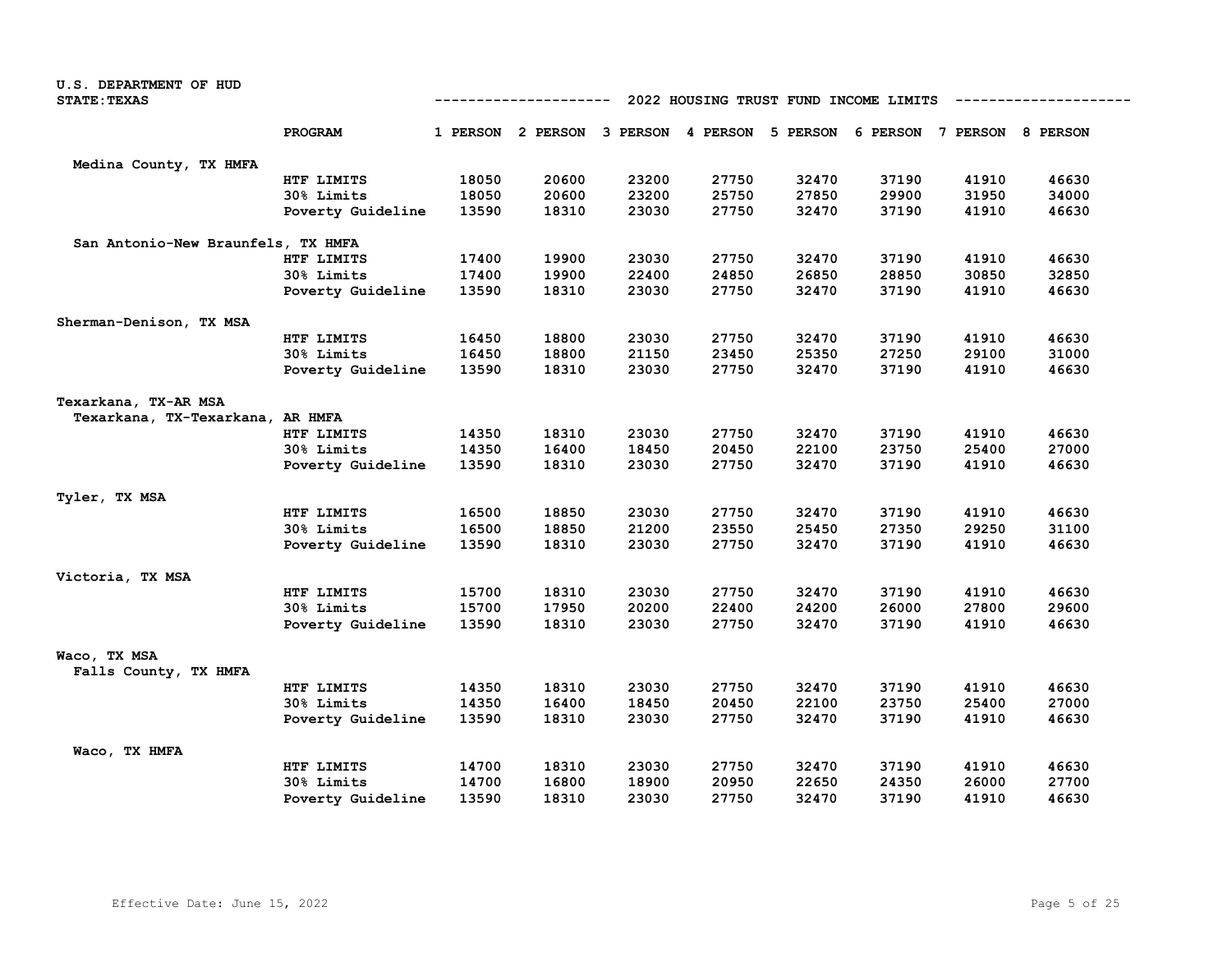U.S. DEPARTMENT OF HUD
STATE: TEXAS

## 2022 HOUSING TRUST FUND INCOME LIMITS

| Area | PROGRAM | 1 PERSON | 2 PERSON | 3 PERSON | 4 PERSON | 5 PERSON | 6 PERSON | 7 PERSON | 8 PERSON |
|---|---|---|---|---|---|---|---|---|---|
| Medina County, TX HMFA | | | | | | | | | |
| | HTF LIMITS | 18050 | 20600 | 23200 | 27750 | 32470 | 37190 | 41910 | 46630 |
| | 30% Limits | 18050 | 20600 | 23200 | 25750 | 27850 | 29900 | 31950 | 34000 |
| | Poverty Guideline | 13590 | 18310 | 23030 | 27750 | 32470 | 37190 | 41910 | 46630 |
| San Antonio-New Braunfels, TX HMFA | | | | | | | | | |
| | HTF LIMITS | 17400 | 19900 | 23030 | 27750 | 32470 | 37190 | 41910 | 46630 |
| | 30% Limits | 17400 | 19900 | 22400 | 24850 | 26850 | 28850 | 30850 | 32850 |
| | Poverty Guideline | 13590 | 18310 | 23030 | 27750 | 32470 | 37190 | 41910 | 46630 |
| Sherman-Denison, TX MSA | | | | | | | | | |
| | HTF LIMITS | 16450 | 18800 | 23030 | 27750 | 32470 | 37190 | 41910 | 46630 |
| | 30% Limits | 16450 | 18800 | 21150 | 23450 | 25350 | 27250 | 29100 | 31000 |
| | Poverty Guideline | 13590 | 18310 | 23030 | 27750 | 32470 | 37190 | 41910 | 46630 |
| Texarkana, TX-AR MSA | | | | | | | | | |
| Texarkana, TX-Texarkana, AR HMFA | | | | | | | | | |
| | HTF LIMITS | 14350 | 18310 | 23030 | 27750 | 32470 | 37190 | 41910 | 46630 |
| | 30% Limits | 14350 | 16400 | 18450 | 20450 | 22100 | 23750 | 25400 | 27000 |
| | Poverty Guideline | 13590 | 18310 | 23030 | 27750 | 32470 | 37190 | 41910 | 46630 |
| Tyler, TX MSA | | | | | | | | | |
| | HTF LIMITS | 16500 | 18850 | 23030 | 27750 | 32470 | 37190 | 41910 | 46630 |
| | 30% Limits | 16500 | 18850 | 21200 | 23550 | 25450 | 27350 | 29250 | 31100 |
| | Poverty Guideline | 13590 | 18310 | 23030 | 27750 | 32470 | 37190 | 41910 | 46630 |
| Victoria, TX MSA | | | | | | | | | |
| | HTF LIMITS | 15700 | 18310 | 23030 | 27750 | 32470 | 37190 | 41910 | 46630 |
| | 30% Limits | 15700 | 17950 | 20200 | 22400 | 24200 | 26000 | 27800 | 29600 |
| | Poverty Guideline | 13590 | 18310 | 23030 | 27750 | 32470 | 37190 | 41910 | 46630 |
| Waco, TX MSA | | | | | | | | | |
| Falls County, TX HMFA | | | | | | | | | |
| | HTF LIMITS | 14350 | 18310 | 23030 | 27750 | 32470 | 37190 | 41910 | 46630 |
| | 30% Limits | 14350 | 16400 | 18450 | 20450 | 22100 | 23750 | 25400 | 27000 |
| | Poverty Guideline | 13590 | 18310 | 23030 | 27750 | 32470 | 37190 | 41910 | 46630 |
| Waco, TX HMFA | | | | | | | | | |
| | HTF LIMITS | 14700 | 18310 | 23030 | 27750 | 32470 | 37190 | 41910 | 46630 |
| | 30% Limits | 14700 | 16800 | 18900 | 20950 | 22650 | 24350 | 26000 | 27700 |
| | Poverty Guideline | 13590 | 18310 | 23030 | 27750 | 32470 | 37190 | 41910 | 46630 |

Effective Date: June 15, 2022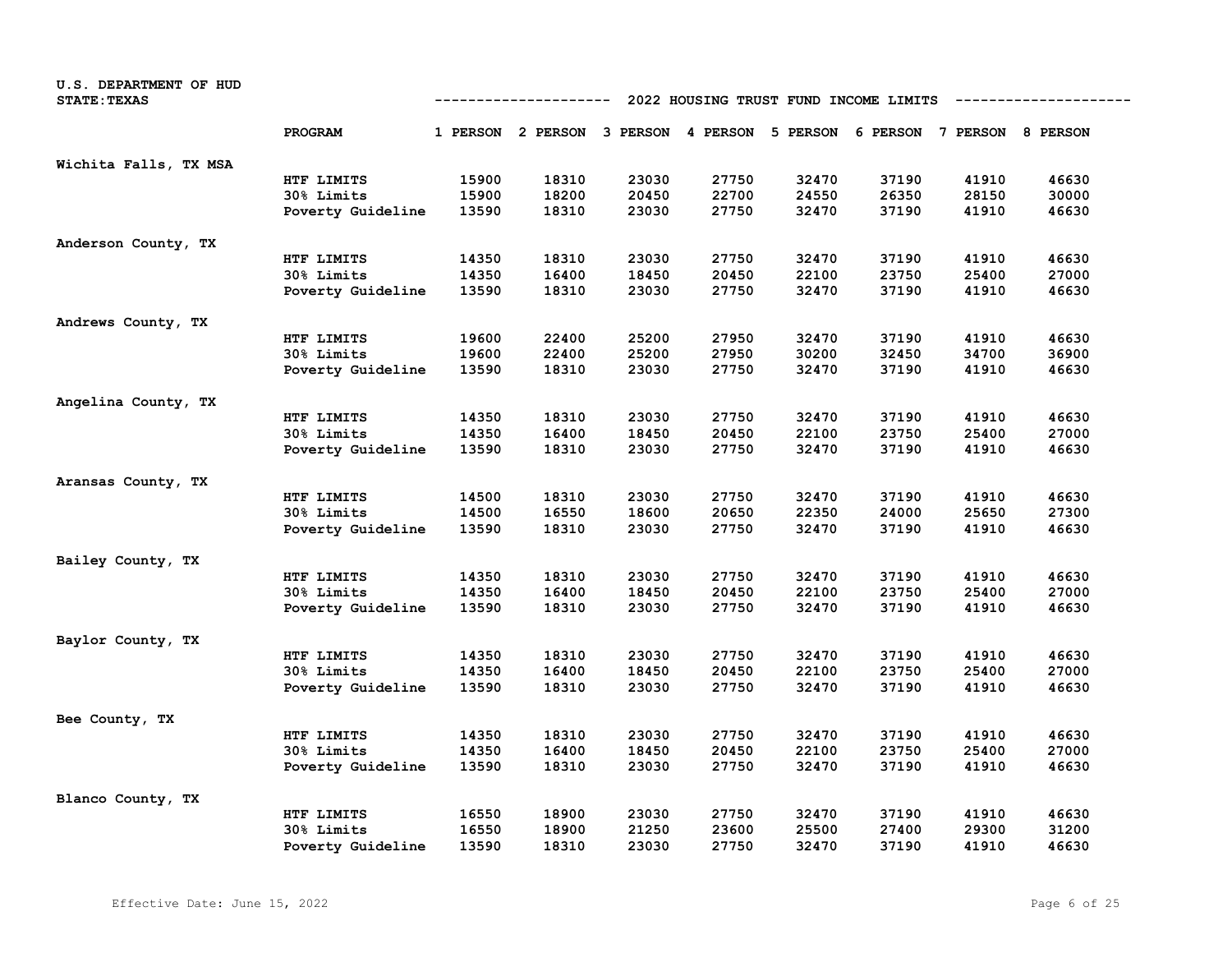U.S. DEPARTMENT OF HUD
STATE: TEXAS

## 2022 HOUSING TRUST FUND INCOME LIMITS

| | PROGRAM | 1 PERSON | 2 PERSON | 3 PERSON | 4 PERSON | 5 PERSON | 6 PERSON | 7 PERSON | 8 PERSON |
|---|---|---|---|---|---|---|---|---|---|
| Wichita Falls, TX MSA | HTF LIMITS | 15900 | 18310 | 23030 | 27750 | 32470 | 37190 | 41910 | 46630 |
| | 30% Limits | 15900 | 18200 | 20450 | 22700 | 24550 | 26350 | 28150 | 30000 |
| | Poverty Guideline | 13590 | 18310 | 23030 | 27750 | 32470 | 37190 | 41910 | 46630 |
| Anderson County, TX | HTF LIMITS | 14350 | 18310 | 23030 | 27750 | 32470 | 37190 | 41910 | 46630 |
| | 30% Limits | 14350 | 16400 | 18450 | 20450 | 22100 | 23750 | 25400 | 27000 |
| | Poverty Guideline | 13590 | 18310 | 23030 | 27750 | 32470 | 37190 | 41910 | 46630 |
| Andrews County, TX | HTF LIMITS | 19600 | 22400 | 25200 | 27950 | 32470 | 37190 | 41910 | 46630 |
| | 30% Limits | 19600 | 22400 | 25200 | 27950 | 30200 | 32450 | 34700 | 36900 |
| | Poverty Guideline | 13590 | 18310 | 23030 | 27750 | 32470 | 37190 | 41910 | 46630 |
| Angelina County, TX | HTF LIMITS | 14350 | 18310 | 23030 | 27750 | 32470 | 37190 | 41910 | 46630 |
| | 30% Limits | 14350 | 16400 | 18450 | 20450 | 22100 | 23750 | 25400 | 27000 |
| | Poverty Guideline | 13590 | 18310 | 23030 | 27750 | 32470 | 37190 | 41910 | 46630 |
| Aransas County, TX | HTF LIMITS | 14500 | 18310 | 23030 | 27750 | 32470 | 37190 | 41910 | 46630 |
| | 30% Limits | 14500 | 16550 | 18600 | 20650 | 22350 | 24000 | 25650 | 27300 |
| | Poverty Guideline | 13590 | 18310 | 23030 | 27750 | 32470 | 37190 | 41910 | 46630 |
| Bailey County, TX | HTF LIMITS | 14350 | 18310 | 23030 | 27750 | 32470 | 37190 | 41910 | 46630 |
| | 30% Limits | 14350 | 16400 | 18450 | 20450 | 22100 | 23750 | 25400 | 27000 |
| | Poverty Guideline | 13590 | 18310 | 23030 | 27750 | 32470 | 37190 | 41910 | 46630 |
| Baylor County, TX | HTF LIMITS | 14350 | 18310 | 23030 | 27750 | 32470 | 37190 | 41910 | 46630 |
| | 30% Limits | 14350 | 16400 | 18450 | 20450 | 22100 | 23750 | 25400 | 27000 |
| | Poverty Guideline | 13590 | 18310 | 23030 | 27750 | 32470 | 37190 | 41910 | 46630 |
| Bee County, TX | HTF LIMITS | 14350 | 18310 | 23030 | 27750 | 32470 | 37190 | 41910 | 46630 |
| | 30% Limits | 14350 | 16400 | 18450 | 20450 | 22100 | 23750 | 25400 | 27000 |
| | Poverty Guideline | 13590 | 18310 | 23030 | 27750 | 32470 | 37190 | 41910 | 46630 |
| Blanco County, TX | HTF LIMITS | 16550 | 18900 | 23030 | 27750 | 32470 | 37190 | 41910 | 46630 |
| | 30% Limits | 16550 | 18900 | 21250 | 23600 | 25500 | 27400 | 29300 | 31200 |
| | Poverty Guideline | 13590 | 18310 | 23030 | 27750 | 32470 | 37190 | 41910 | 46630 |

Effective Date: June 15, 2022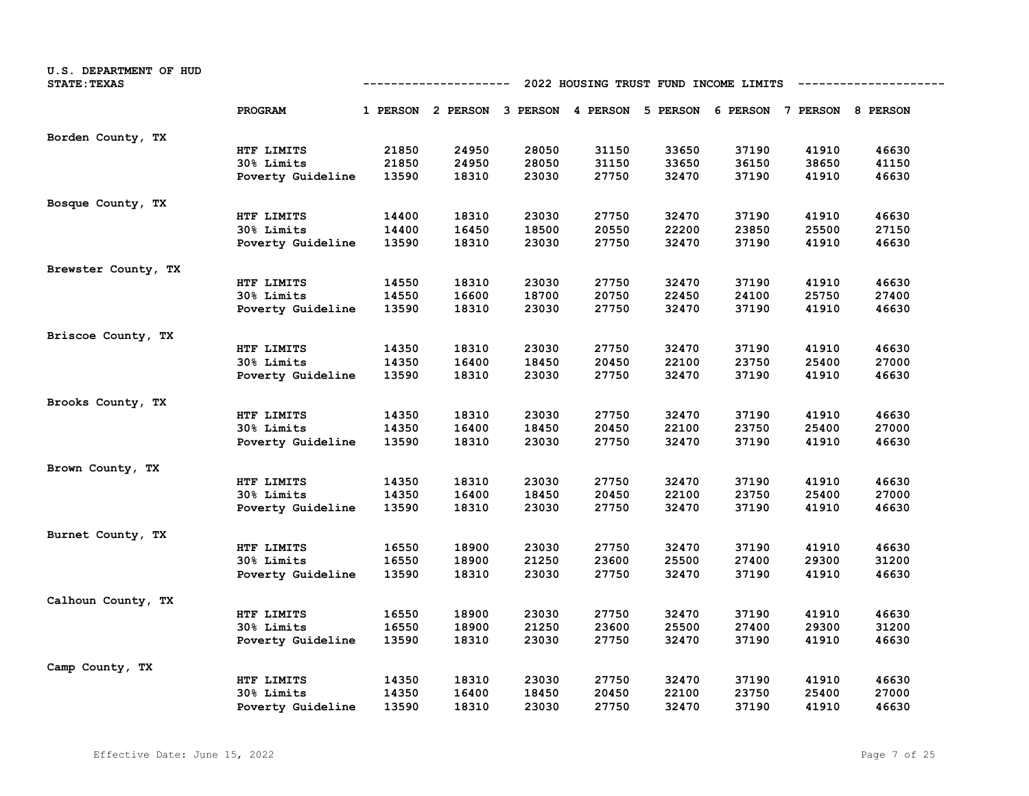U.S. DEPARTMENT OF HUD
STATE: TEXAS

## 2022 HOUSING TRUST FUND INCOME LIMITS

| | PROGRAM | 1 PERSON | 2 PERSON | 3 PERSON | 4 PERSON | 5 PERSON | 6 PERSON | 7 PERSON | 8 PERSON |
|---|---|---|---|---|---|---|---|---|---|
| Borden County, TX | | | | | | | | | |
| | HTF LIMITS | 21850 | 24950 | 28050 | 31150 | 33650 | 37190 | 41910 | 46630 |
| | 30% Limits | 21850 | 24950 | 28050 | 31150 | 33650 | 36150 | 38650 | 41150 |
| | Poverty Guideline | 13590 | 18310 | 23030 | 27750 | 32470 | 37190 | 41910 | 46630 |
| Bosque County, TX | | | | | | | | | |
| | HTF LIMITS | 14400 | 18310 | 23030 | 27750 | 32470 | 37190 | 41910 | 46630 |
| | 30% Limits | 14400 | 16450 | 18500 | 20550 | 22200 | 23850 | 25500 | 27150 |
| | Poverty Guideline | 13590 | 18310 | 23030 | 27750 | 32470 | 37190 | 41910 | 46630 |
| Brewster County, TX | | | | | | | | | |
| | HTF LIMITS | 14550 | 18310 | 23030 | 27750 | 32470 | 37190 | 41910 | 46630 |
| | 30% Limits | 14550 | 16600 | 18700 | 20750 | 22450 | 24100 | 25750 | 27400 |
| | Poverty Guideline | 13590 | 18310 | 23030 | 27750 | 32470 | 37190 | 41910 | 46630 |
| Briscoe County, TX | | | | | | | | | |
| | HTF LIMITS | 14350 | 18310 | 23030 | 27750 | 32470 | 37190 | 41910 | 46630 |
| | 30% Limits | 14350 | 16400 | 18450 | 20450 | 22100 | 23750 | 25400 | 27000 |
| | Poverty Guideline | 13590 | 18310 | 23030 | 27750 | 32470 | 37190 | 41910 | 46630 |
| Brooks County, TX | | | | | | | | | |
| | HTF LIMITS | 14350 | 18310 | 23030 | 27750 | 32470 | 37190 | 41910 | 46630 |
| | 30% Limits | 14350 | 16400 | 18450 | 20450 | 22100 | 23750 | 25400 | 27000 |
| | Poverty Guideline | 13590 | 18310 | 23030 | 27750 | 32470 | 37190 | 41910 | 46630 |
| Brown County, TX | | | | | | | | | |
| | HTF LIMITS | 14350 | 18310 | 23030 | 27750 | 32470 | 37190 | 41910 | 46630 |
| | 30% Limits | 14350 | 16400 | 18450 | 20450 | 22100 | 23750 | 25400 | 27000 |
| | Poverty Guideline | 13590 | 18310 | 23030 | 27750 | 32470 | 37190 | 41910 | 46630 |
| Burnet County, TX | | | | | | | | | |
| | HTF LIMITS | 16550 | 18900 | 23030 | 27750 | 32470 | 37190 | 41910 | 46630 |
| | 30% Limits | 16550 | 18900 | 21250 | 23600 | 25500 | 27400 | 29300 | 31200 |
| | Poverty Guideline | 13590 | 18310 | 23030 | 27750 | 32470 | 37190 | 41910 | 46630 |
| Calhoun County, TX | | | | | | | | | |
| | HTF LIMITS | 16550 | 18900 | 23030 | 27750 | 32470 | 37190 | 41910 | 46630 |
| | 30% Limits | 16550 | 18900 | 21250 | 23600 | 25500 | 27400 | 29300 | 31200 |
| | Poverty Guideline | 13590 | 18310 | 23030 | 27750 | 32470 | 37190 | 41910 | 46630 |
| Camp County, TX | | | | | | | | | |
| | HTF LIMITS | 14350 | 18310 | 23030 | 27750 | 32470 | 37190 | 41910 | 46630 |
| | 30% Limits | 14350 | 16400 | 18450 | 20450 | 22100 | 23750 | 25400 | 27000 |
| | Poverty Guideline | 13590 | 18310 | 23030 | 27750 | 32470 | 37190 | 41910 | 46630 |

Effective Date: June 15, 2022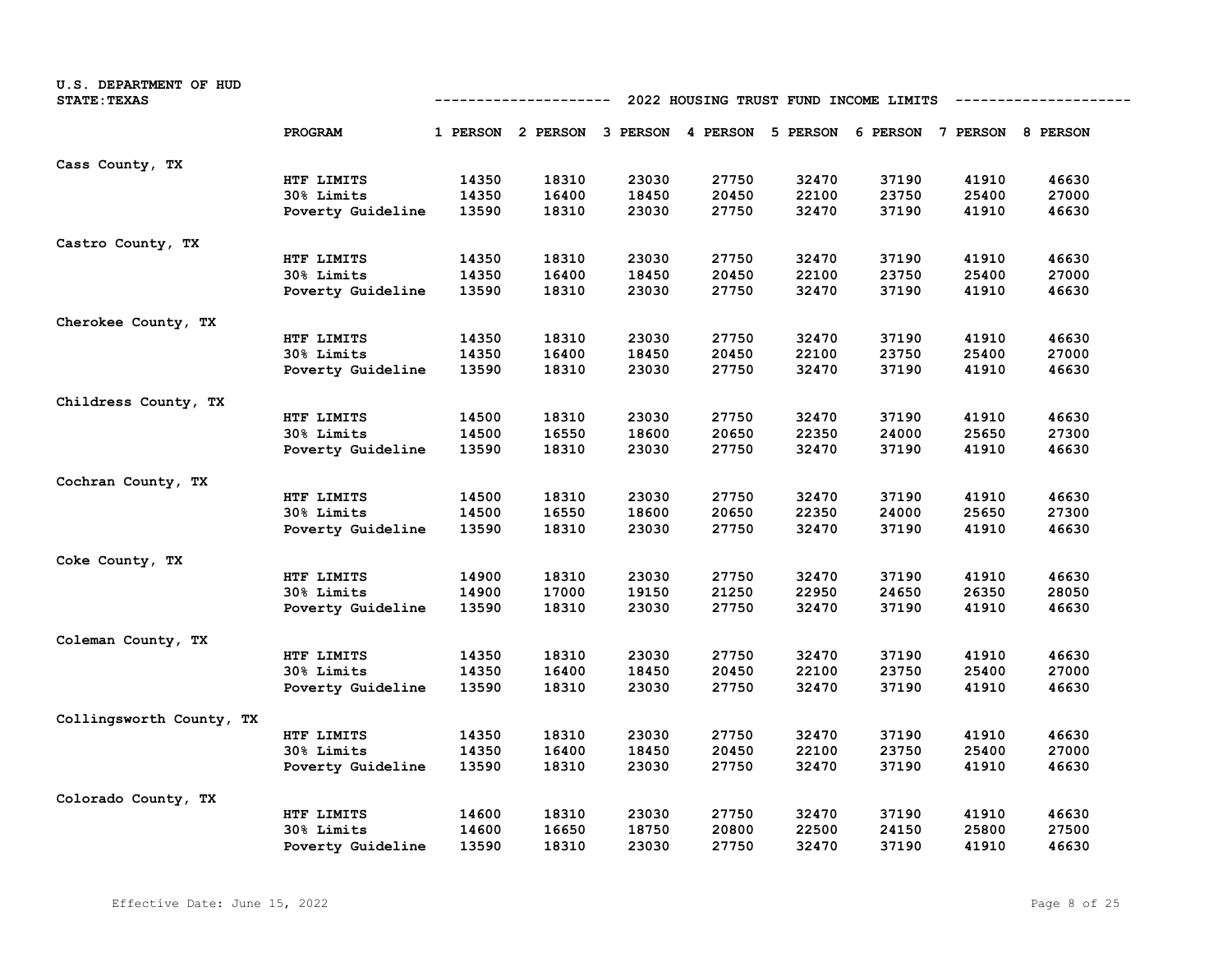U.S. DEPARTMENT OF HUD
STATE: TEXAS

## 2022 HOUSING TRUST FUND INCOME LIMITS

| | PROGRAM | 1 PERSON | 2 PERSON | 3 PERSON | 4 PERSON | 5 PERSON | 6 PERSON | 7 PERSON | 8 PERSON |
|---|---|---|---|---|---|---|---|---|---|
| Cass County, TX | | | | | | | | | |
| | HTF LIMITS | 14350 | 18310 | 23030 | 27750 | 32470 | 37190 | 41910 | 46630 |
| | 30% Limits | 14350 | 16400 | 18450 | 20450 | 22100 | 23750 | 25400 | 27000 |
| | Poverty Guideline | 13590 | 18310 | 23030 | 27750 | 32470 | 37190 | 41910 | 46630 |
| Castro County, TX | | | | | | | | | |
| | HTF LIMITS | 14350 | 18310 | 23030 | 27750 | 32470 | 37190 | 41910 | 46630 |
| | 30% Limits | 14350 | 16400 | 18450 | 20450 | 22100 | 23750 | 25400 | 27000 |
| | Poverty Guideline | 13590 | 18310 | 23030 | 27750 | 32470 | 37190 | 41910 | 46630 |
| Cherokee County, TX | | | | | | | | | |
| | HTF LIMITS | 14350 | 18310 | 23030 | 27750 | 32470 | 37190 | 41910 | 46630 |
| | 30% Limits | 14350 | 16400 | 18450 | 20450 | 22100 | 23750 | 25400 | 27000 |
| | Poverty Guideline | 13590 | 18310 | 23030 | 27750 | 32470 | 37190 | 41910 | 46630 |
| Childress County, TX | | | | | | | | | |
| | HTF LIMITS | 14500 | 18310 | 23030 | 27750 | 32470 | 37190 | 41910 | 46630 |
| | 30% Limits | 14500 | 16550 | 18600 | 20650 | 22350 | 24000 | 25650 | 27300 |
| | Poverty Guideline | 13590 | 18310 | 23030 | 27750 | 32470 | 37190 | 41910 | 46630 |
| Cochran County, TX | | | | | | | | | |
| | HTF LIMITS | 14500 | 18310 | 23030 | 27750 | 32470 | 37190 | 41910 | 46630 |
| | 30% Limits | 14500 | 16550 | 18600 | 20650 | 22350 | 24000 | 25650 | 27300 |
| | Poverty Guideline | 13590 | 18310 | 23030 | 27750 | 32470 | 37190 | 41910 | 46630 |
| Coke County, TX | | | | | | | | | |
| | HTF LIMITS | 14900 | 18310 | 23030 | 27750 | 32470 | 37190 | 41910 | 46630 |
| | 30% Limits | 14900 | 17000 | 19150 | 21250 | 22950 | 24650 | 26350 | 28050 |
| | Poverty Guideline | 13590 | 18310 | 23030 | 27750 | 32470 | 37190 | 41910 | 46630 |
| Coleman County, TX | | | | | | | | | |
| | HTF LIMITS | 14350 | 18310 | 23030 | 27750 | 32470 | 37190 | 41910 | 46630 |
| | 30% Limits | 14350 | 16400 | 18450 | 20450 | 22100 | 23750 | 25400 | 27000 |
| | Poverty Guideline | 13590 | 18310 | 23030 | 27750 | 32470 | 37190 | 41910 | 46630 |
| Collingsworth County, TX | | | | | | | | | |
| | HTF LIMITS | 14350 | 18310 | 23030 | 27750 | 32470 | 37190 | 41910 | 46630 |
| | 30% Limits | 14350 | 16400 | 18450 | 20450 | 22100 | 23750 | 25400 | 27000 |
| | Poverty Guideline | 13590 | 18310 | 23030 | 27750 | 32470 | 37190 | 41910 | 46630 |
| Colorado County, TX | | | | | | | | | |
| | HTF LIMITS | 14600 | 18310 | 23030 | 27750 | 32470 | 37190 | 41910 | 46630 |
| | 30% Limits | 14600 | 16650 | 18750 | 20800 | 22500 | 24150 | 25800 | 27500 |
| | Poverty Guideline | 13590 | 18310 | 23030 | 27750 | 32470 | 37190 | 41910 | 46630 |

Effective Date: June 15, 2022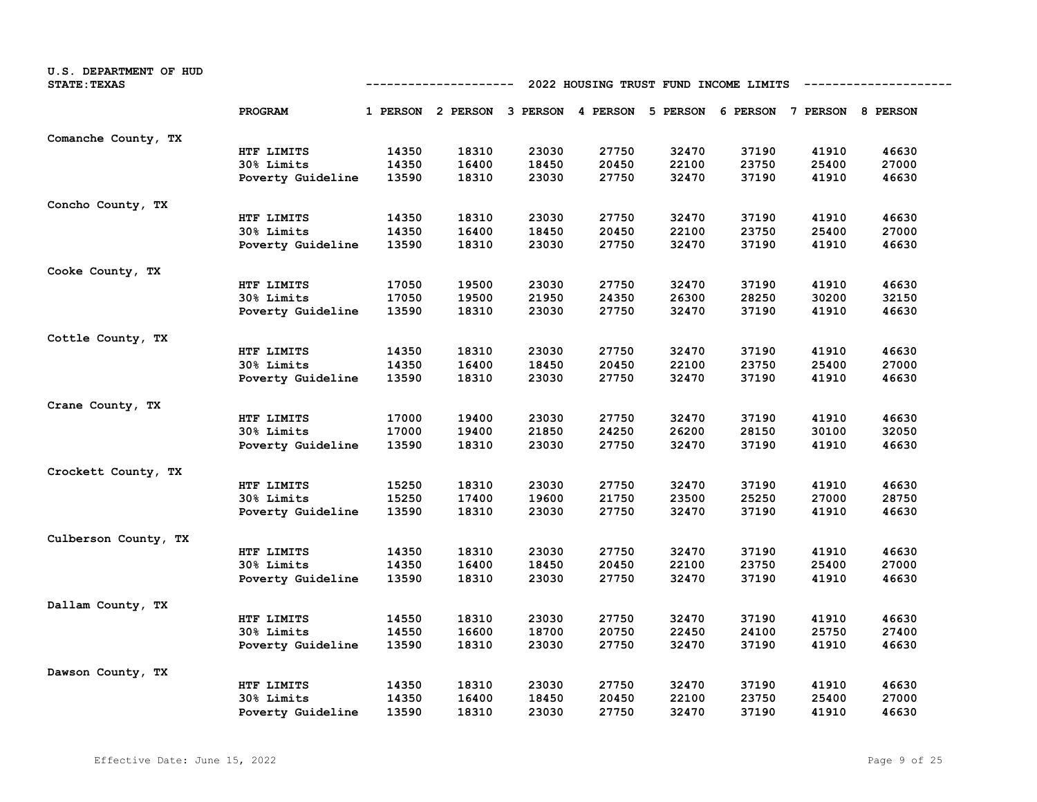U.S. DEPARTMENT OF HUD
STATE: TEXAS

## 2022 HOUSING TRUST FUND INCOME LIMITS

| | PROGRAM | 1 PERSON | 2 PERSON | 3 PERSON | 4 PERSON | 5 PERSON | 6 PERSON | 7 PERSON | 8 PERSON |
|---|---|---|---|---|---|---|---|---|---|
| Comanche County, TX | | | | | | | | | |
| | HTF LIMITS | 14350 | 18310 | 23030 | 27750 | 32470 | 37190 | 41910 | 46630 |
| | 30% Limits | 14350 | 16400 | 18450 | 20450 | 22100 | 23750 | 25400 | 27000 |
| | Poverty Guideline | 13590 | 18310 | 23030 | 27750 | 32470 | 37190 | 41910 | 46630 |
| Concho County, TX | | | | | | | | | |
| | HTF LIMITS | 14350 | 18310 | 23030 | 27750 | 32470 | 37190 | 41910 | 46630 |
| | 30% Limits | 14350 | 16400 | 18450 | 20450 | 22100 | 23750 | 25400 | 27000 |
| | Poverty Guideline | 13590 | 18310 | 23030 | 27750 | 32470 | 37190 | 41910 | 46630 |
| Cooke County, TX | | | | | | | | | |
| | HTF LIMITS | 17050 | 19500 | 23030 | 27750 | 32470 | 37190 | 41910 | 46630 |
| | 30% Limits | 17050 | 19500 | 21950 | 24350 | 26300 | 28250 | 30200 | 32150 |
| | Poverty Guideline | 13590 | 18310 | 23030 | 27750 | 32470 | 37190 | 41910 | 46630 |
| Cottle County, TX | | | | | | | | | |
| | HTF LIMITS | 14350 | 18310 | 23030 | 27750 | 32470 | 37190 | 41910 | 46630 |
| | 30% Limits | 14350 | 16400 | 18450 | 20450 | 22100 | 23750 | 25400 | 27000 |
| | Poverty Guideline | 13590 | 18310 | 23030 | 27750 | 32470 | 37190 | 41910 | 46630 |
| Crane County, TX | | | | | | | | | |
| | HTF LIMITS | 17000 | 19400 | 23030 | 27750 | 32470 | 37190 | 41910 | 46630 |
| | 30% Limits | 17000 | 19400 | 21850 | 24250 | 26200 | 28150 | 30100 | 32050 |
| | Poverty Guideline | 13590 | 18310 | 23030 | 27750 | 32470 | 37190 | 41910 | 46630 |
| Crockett County, TX | | | | | | | | | |
| | HTF LIMITS | 15250 | 18310 | 23030 | 27750 | 32470 | 37190 | 41910 | 46630 |
| | 30% Limits | 15250 | 17400 | 19600 | 21750 | 23500 | 25250 | 27000 | 28750 |
| | Poverty Guideline | 13590 | 18310 | 23030 | 27750 | 32470 | 37190 | 41910 | 46630 |
| Culberson County, TX | | | | | | | | | |
| | HTF LIMITS | 14350 | 18310 | 23030 | 27750 | 32470 | 37190 | 41910 | 46630 |
| | 30% Limits | 14350 | 16400 | 18450 | 20450 | 22100 | 23750 | 25400 | 27000 |
| | Poverty Guideline | 13590 | 18310 | 23030 | 27750 | 32470 | 37190 | 41910 | 46630 |
| Dallam County, TX | | | | | | | | | |
| | HTF LIMITS | 14550 | 18310 | 23030 | 27750 | 32470 | 37190 | 41910 | 46630 |
| | 30% Limits | 14550 | 16600 | 18700 | 20750 | 22450 | 24100 | 25750 | 27400 |
| | Poverty Guideline | 13590 | 18310 | 23030 | 27750 | 32470 | 37190 | 41910 | 46630 |
| Dawson County, TX | | | | | | | | | |
| | HTF LIMITS | 14350 | 18310 | 23030 | 27750 | 32470 | 37190 | 41910 | 46630 |
| | 30% Limits | 14350 | 16400 | 18450 | 20450 | 22100 | 23750 | 25400 | 27000 |
| | Poverty Guideline | 13590 | 18310 | 23030 | 27750 | 32470 | 37190 | 41910 | 46630 |

Effective Date: June 15, 2022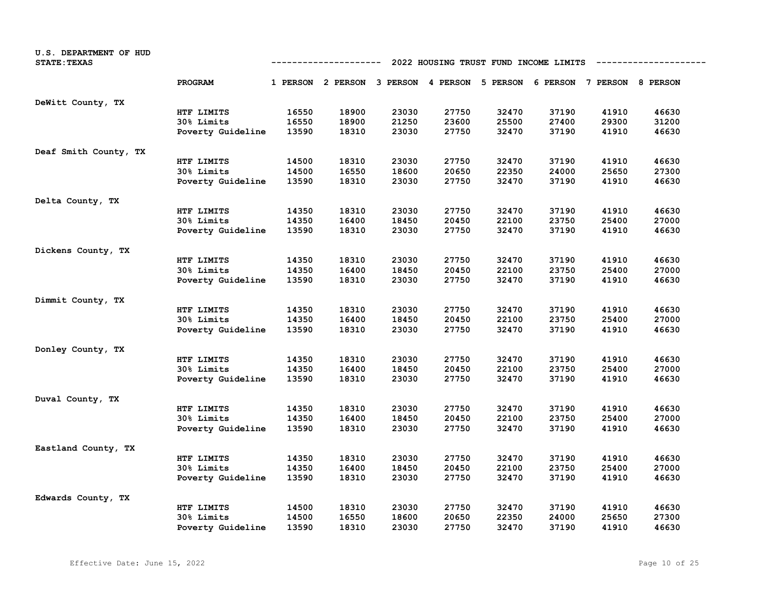U.S. DEPARTMENT OF HUD
STATE: TEXAS

## 2022 HOUSING TRUST FUND INCOME LIMITS

| | PROGRAM | 1 PERSON | 2 PERSON | 3 PERSON | 4 PERSON | 5 PERSON | 6 PERSON | 7 PERSON | 8 PERSON |
|---|---|---|---|---|---|---|---|---|---|
| DeWitt County, TX | HTF LIMITS | 16550 | 18900 | 23030 | 27750 | 32470 | 37190 | 41910 | 46630 |
| | 30% Limits | 16550 | 18900 | 21250 | 23600 | 25500 | 27400 | 29300 | 31200 |
| | Poverty Guideline | 13590 | 18310 | 23030 | 27750 | 32470 | 37190 | 41910 | 46630 |
| Deaf Smith County, TX | HTF LIMITS | 14500 | 18310 | 23030 | 27750 | 32470 | 37190 | 41910 | 46630 |
| | 30% Limits | 14500 | 16550 | 18600 | 20650 | 22350 | 24000 | 25650 | 27300 |
| | Poverty Guideline | 13590 | 18310 | 23030 | 27750 | 32470 | 37190 | 41910 | 46630 |
| Delta County, TX | HTF LIMITS | 14350 | 18310 | 23030 | 27750 | 32470 | 37190 | 41910 | 46630 |
| | 30% Limits | 14350 | 16400 | 18450 | 20450 | 22100 | 23750 | 25400 | 27000 |
| | Poverty Guideline | 13590 | 18310 | 23030 | 27750 | 32470 | 37190 | 41910 | 46630 |
| Dickens County, TX | HTF LIMITS | 14350 | 18310 | 23030 | 27750 | 32470 | 37190 | 41910 | 46630 |
| | 30% Limits | 14350 | 16400 | 18450 | 20450 | 22100 | 23750 | 25400 | 27000 |
| | Poverty Guideline | 13590 | 18310 | 23030 | 27750 | 32470 | 37190 | 41910 | 46630 |
| Dimmit County, TX | HTF LIMITS | 14350 | 18310 | 23030 | 27750 | 32470 | 37190 | 41910 | 46630 |
| | 30% Limits | 14350 | 16400 | 18450 | 20450 | 22100 | 23750 | 25400 | 27000 |
| | Poverty Guideline | 13590 | 18310 | 23030 | 27750 | 32470 | 37190 | 41910 | 46630 |
| Donley County, TX | HTF LIMITS | 14350 | 18310 | 23030 | 27750 | 32470 | 37190 | 41910 | 46630 |
| | 30% Limits | 14350 | 16400 | 18450 | 20450 | 22100 | 23750 | 25400 | 27000 |
| | Poverty Guideline | 13590 | 18310 | 23030 | 27750 | 32470 | 37190 | 41910 | 46630 |
| Duval County, TX | HTF LIMITS | 14350 | 18310 | 23030 | 27750 | 32470 | 37190 | 41910 | 46630 |
| | 30% Limits | 14350 | 16400 | 18450 | 20450 | 22100 | 23750 | 25400 | 27000 |
| | Poverty Guideline | 13590 | 18310 | 23030 | 27750 | 32470 | 37190 | 41910 | 46630 |
| Eastland County, TX | HTF LIMITS | 14350 | 18310 | 23030 | 27750 | 32470 | 37190 | 41910 | 46630 |
| | 30% Limits | 14350 | 16400 | 18450 | 20450 | 22100 | 23750 | 25400 | 27000 |
| | Poverty Guideline | 13590 | 18310 | 23030 | 27750 | 32470 | 37190 | 41910 | 46630 |
| Edwards County, TX | HTF LIMITS | 14500 | 18310 | 23030 | 27750 | 32470 | 37190 | 41910 | 46630 |
| | 30% Limits | 14500 | 16550 | 18600 | 20650 | 22350 | 24000 | 25650 | 27300 |
| | Poverty Guideline | 13590 | 18310 | 23030 | 27750 | 32470 | 37190 | 41910 | 46630 |

Effective Date: June 15, 2022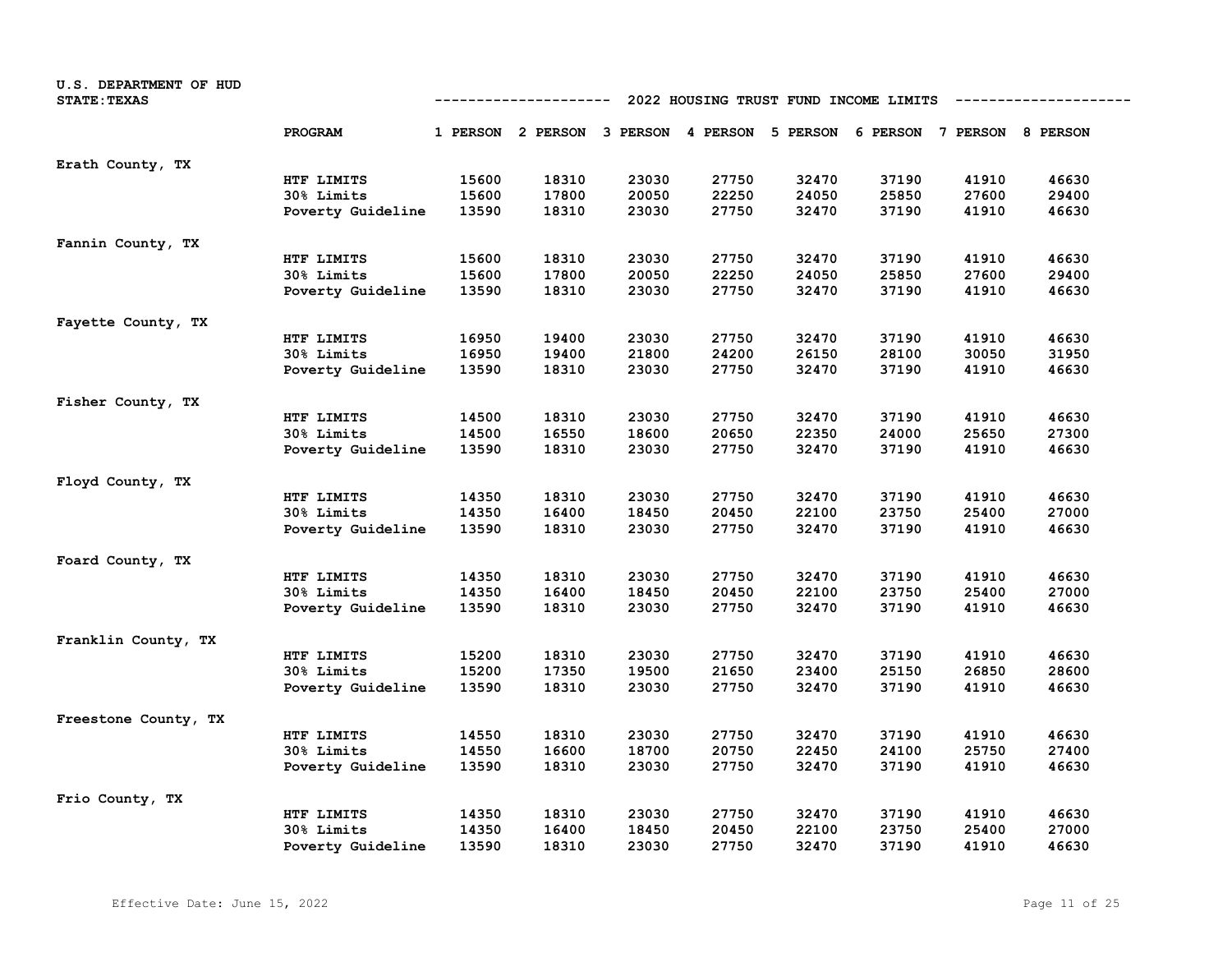U.S. DEPARTMENT OF HUD
STATE: TEXAS

## 2022 HOUSING TRUST FUND INCOME LIMITS

| | PROGRAM | 1 PERSON | 2 PERSON | 3 PERSON | 4 PERSON | 5 PERSON | 6 PERSON | 7 PERSON | 8 PERSON |
|---|---|---|---|---|---|---|---|---|---|
| Erath County, TX | | | | | | | | | |
| | HTF LIMITS | 15600 | 18310 | 23030 | 27750 | 32470 | 37190 | 41910 | 46630 |
| | 30% Limits | 15600 | 17800 | 20050 | 22250 | 24050 | 25850 | 27600 | 29400 |
| | Poverty Guideline | 13590 | 18310 | 23030 | 27750 | 32470 | 37190 | 41910 | 46630 |
| Fannin County, TX | | | | | | | | | |
| | HTF LIMITS | 15600 | 18310 | 23030 | 27750 | 32470 | 37190 | 41910 | 46630 |
| | 30% Limits | 15600 | 17800 | 20050 | 22250 | 24050 | 25850 | 27600 | 29400 |
| | Poverty Guideline | 13590 | 18310 | 23030 | 27750 | 32470 | 37190 | 41910 | 46630 |
| Fayette County, TX | | | | | | | | | |
| | HTF LIMITS | 16950 | 19400 | 23030 | 27750 | 32470 | 37190 | 41910 | 46630 |
| | 30% Limits | 16950 | 19400 | 21800 | 24200 | 26150 | 28100 | 30050 | 31950 |
| | Poverty Guideline | 13590 | 18310 | 23030 | 27750 | 32470 | 37190 | 41910 | 46630 |
| Fisher County, TX | | | | | | | | | |
| | HTF LIMITS | 14500 | 18310 | 23030 | 27750 | 32470 | 37190 | 41910 | 46630 |
| | 30% Limits | 14500 | 16550 | 18600 | 20650 | 22350 | 24000 | 25650 | 27300 |
| | Poverty Guideline | 13590 | 18310 | 23030 | 27750 | 32470 | 37190 | 41910 | 46630 |
| Floyd County, TX | | | | | | | | | |
| | HTF LIMITS | 14350 | 18310 | 23030 | 27750 | 32470 | 37190 | 41910 | 46630 |
| | 30% Limits | 14350 | 16400 | 18450 | 20450 | 22100 | 23750 | 25400 | 27000 |
| | Poverty Guideline | 13590 | 18310 | 23030 | 27750 | 32470 | 37190 | 41910 | 46630 |
| Foard County, TX | | | | | | | | | |
| | HTF LIMITS | 14350 | 18310 | 23030 | 27750 | 32470 | 37190 | 41910 | 46630 |
| | 30% Limits | 14350 | 16400 | 18450 | 20450 | 22100 | 23750 | 25400 | 27000 |
| | Poverty Guideline | 13590 | 18310 | 23030 | 27750 | 32470 | 37190 | 41910 | 46630 |
| Franklin County, TX | | | | | | | | | |
| | HTF LIMITS | 15200 | 18310 | 23030 | 27750 | 32470 | 37190 | 41910 | 46630 |
| | 30% Limits | 15200 | 17350 | 19500 | 21650 | 23400 | 25150 | 26850 | 28600 |
| | Poverty Guideline | 13590 | 18310 | 23030 | 27750 | 32470 | 37190 | 41910 | 46630 |
| Freestone County, TX | | | | | | | | | |
| | HTF LIMITS | 14550 | 18310 | 23030 | 27750 | 32470 | 37190 | 41910 | 46630 |
| | 30% Limits | 14550 | 16600 | 18700 | 20750 | 22450 | 24100 | 25750 | 27400 |
| | Poverty Guideline | 13590 | 18310 | 23030 | 27750 | 32470 | 37190 | 41910 | 46630 |
| Frio County, TX | | | | | | | | | |
| | HTF LIMITS | 14350 | 18310 | 23030 | 27750 | 32470 | 37190 | 41910 | 46630 |
| | 30% Limits | 14350 | 16400 | 18450 | 20450 | 22100 | 23750 | 25400 | 27000 |
| | Poverty Guideline | 13590 | 18310 | 23030 | 27750 | 32470 | 37190 | 41910 | 46630 |

Effective Date: June 15, 2022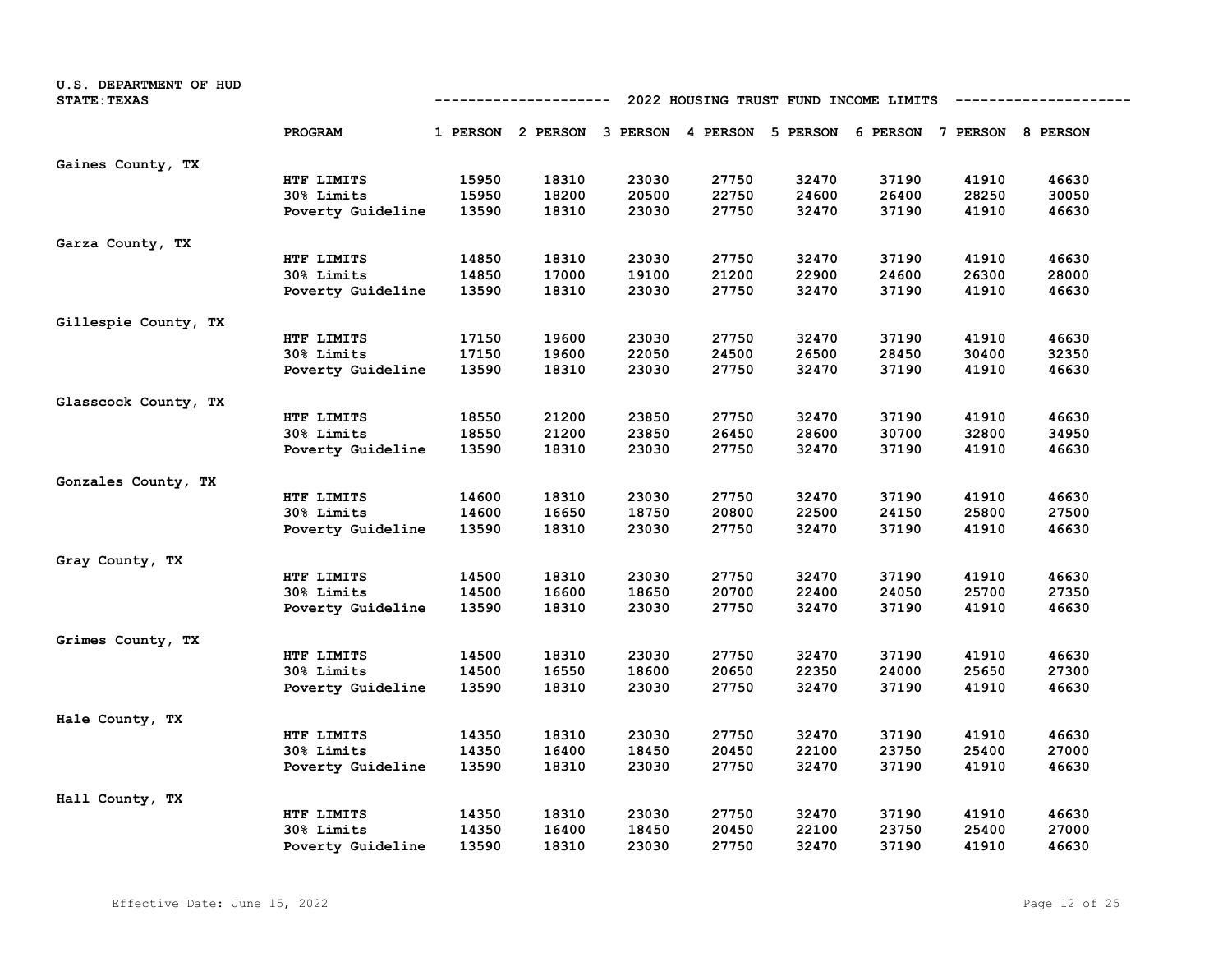U.S. DEPARTMENT OF HUD
STATE: TEXAS

## 2022 HOUSING TRUST FUND INCOME LIMITS

| | PROGRAM | 1 PERSON | 2 PERSON | 3 PERSON | 4 PERSON | 5 PERSON | 6 PERSON | 7 PERSON | 8 PERSON |
|---|---|---|---|---|---|---|---|---|---|
| Gaines County, TX | | | | | | | | | |
| | HTF LIMITS | 15950 | 18310 | 23030 | 27750 | 32470 | 37190 | 41910 | 46630 |
| | 30% Limits | 15950 | 18200 | 20500 | 22750 | 24600 | 26400 | 28250 | 30050 |
| | Poverty Guideline | 13590 | 18310 | 23030 | 27750 | 32470 | 37190 | 41910 | 46630 |
| Garza County, TX | | | | | | | | | |
| | HTF LIMITS | 14850 | 18310 | 23030 | 27750 | 32470 | 37190 | 41910 | 46630 |
| | 30% Limits | 14850 | 17000 | 19100 | 21200 | 22900 | 24600 | 26300 | 28000 |
| | Poverty Guideline | 13590 | 18310 | 23030 | 27750 | 32470 | 37190 | 41910 | 46630 |
| Gillespie County, TX | | | | | | | | | |
| | HTF LIMITS | 17150 | 19600 | 23030 | 27750 | 32470 | 37190 | 41910 | 46630 |
| | 30% Limits | 17150 | 19600 | 22050 | 24500 | 26500 | 28450 | 30400 | 32350 |
| | Poverty Guideline | 13590 | 18310 | 23030 | 27750 | 32470 | 37190 | 41910 | 46630 |
| Glasscock County, TX | | | | | | | | | |
| | HTF LIMITS | 18550 | 21200 | 23850 | 27750 | 32470 | 37190 | 41910 | 46630 |
| | 30% Limits | 18550 | 21200 | 23850 | 26450 | 28600 | 30700 | 32800 | 34950 |
| | Poverty Guideline | 13590 | 18310 | 23030 | 27750 | 32470 | 37190 | 41910 | 46630 |
| Gonzales County, TX | | | | | | | | | |
| | HTF LIMITS | 14600 | 18310 | 23030 | 27750 | 32470 | 37190 | 41910 | 46630 |
| | 30% Limits | 14600 | 16650 | 18750 | 20800 | 22500 | 24150 | 25800 | 27500 |
| | Poverty Guideline | 13590 | 18310 | 23030 | 27750 | 32470 | 37190 | 41910 | 46630 |
| Gray County, TX | | | | | | | | | |
| | HTF LIMITS | 14500 | 18310 | 23030 | 27750 | 32470 | 37190 | 41910 | 46630 |
| | 30% Limits | 14500 | 16600 | 18650 | 20700 | 22400 | 24050 | 25700 | 27350 |
| | Poverty Guideline | 13590 | 18310 | 23030 | 27750 | 32470 | 37190 | 41910 | 46630 |
| Grimes County, TX | | | | | | | | | |
| | HTF LIMITS | 14500 | 18310 | 23030 | 27750 | 32470 | 37190 | 41910 | 46630 |
| | 30% Limits | 14500 | 16550 | 18600 | 20650 | 22350 | 24000 | 25650 | 27300 |
| | Poverty Guideline | 13590 | 18310 | 23030 | 27750 | 32470 | 37190 | 41910 | 46630 |
| Hale County, TX | | | | | | | | | |
| | HTF LIMITS | 14350 | 18310 | 23030 | 27750 | 32470 | 37190 | 41910 | 46630 |
| | 30% Limits | 14350 | 16400 | 18450 | 20450 | 22100 | 23750 | 25400 | 27000 |
| | Poverty Guideline | 13590 | 18310 | 23030 | 27750 | 32470 | 37190 | 41910 | 46630 |
| Hall County, TX | | | | | | | | | |
| | HTF LIMITS | 14350 | 18310 | 23030 | 27750 | 32470 | 37190 | 41910 | 46630 |
| | 30% Limits | 14350 | 16400 | 18450 | 20450 | 22100 | 23750 | 25400 | 27000 |
| | Poverty Guideline | 13590 | 18310 | 23030 | 27750 | 32470 | 37190 | 41910 | 46630 |

Effective Date: June 15, 2022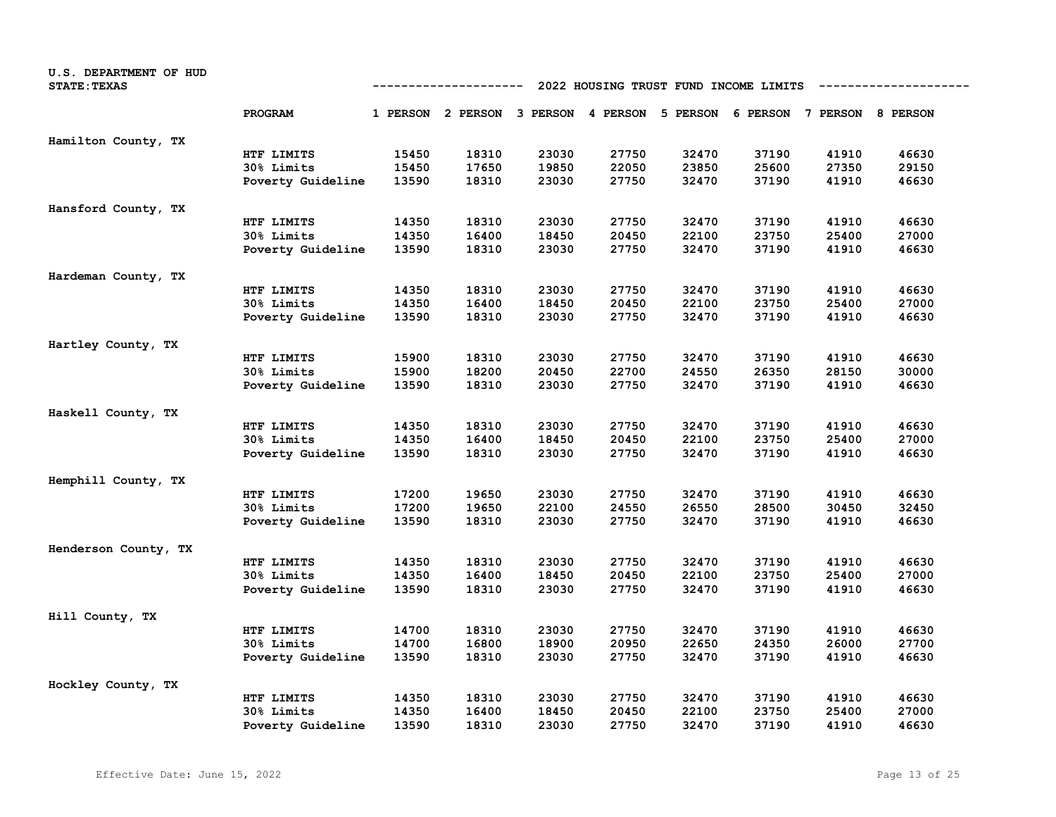U.S. DEPARTMENT OF HUD
STATE: TEXAS

## 2022 HOUSING TRUST FUND INCOME LIMITS

| | PROGRAM | 1 PERSON | 2 PERSON | 3 PERSON | 4 PERSON | 5 PERSON | 6 PERSON | 7 PERSON | 8 PERSON |
|---|---|---|---|---|---|---|---|---|---|
| Hamilton County, TX | | | | | | | | | |
| | HTF LIMITS | 15450 | 18310 | 23030 | 27750 | 32470 | 37190 | 41910 | 46630 |
| | 30% Limits | 15450 | 17650 | 19850 | 22050 | 23850 | 25600 | 27350 | 29150 |
| | Poverty Guideline | 13590 | 18310 | 23030 | 27750 | 32470 | 37190 | 41910 | 46630 |
| Hansford County, TX | | | | | | | | | |
| | HTF LIMITS | 14350 | 18310 | 23030 | 27750 | 32470 | 37190 | 41910 | 46630 |
| | 30% Limits | 14350 | 16400 | 18450 | 20450 | 22100 | 23750 | 25400 | 27000 |
| | Poverty Guideline | 13590 | 18310 | 23030 | 27750 | 32470 | 37190 | 41910 | 46630 |
| Hardeman County, TX | | | | | | | | | |
| | HTF LIMITS | 14350 | 18310 | 23030 | 27750 | 32470 | 37190 | 41910 | 46630 |
| | 30% Limits | 14350 | 16400 | 18450 | 20450 | 22100 | 23750 | 25400 | 27000 |
| | Poverty Guideline | 13590 | 18310 | 23030 | 27750 | 32470 | 37190 | 41910 | 46630 |
| Hartley County, TX | | | | | | | | | |
| | HTF LIMITS | 15900 | 18310 | 23030 | 27750 | 32470 | 37190 | 41910 | 46630 |
| | 30% Limits | 15900 | 18200 | 20450 | 22700 | 24550 | 26350 | 28150 | 30000 |
| | Poverty Guideline | 13590 | 18310 | 23030 | 27750 | 32470 | 37190 | 41910 | 46630 |
| Haskell County, TX | | | | | | | | | |
| | HTF LIMITS | 14350 | 18310 | 23030 | 27750 | 32470 | 37190 | 41910 | 46630 |
| | 30% Limits | 14350 | 16400 | 18450 | 20450 | 22100 | 23750 | 25400 | 27000 |
| | Poverty Guideline | 13590 | 18310 | 23030 | 27750 | 32470 | 37190 | 41910 | 46630 |
| Hemphill County, TX | | | | | | | | | |
| | HTF LIMITS | 17200 | 19650 | 23030 | 27750 | 32470 | 37190 | 41910 | 46630 |
| | 30% Limits | 17200 | 19650 | 22100 | 24550 | 26550 | 28500 | 30450 | 32450 |
| | Poverty Guideline | 13590 | 18310 | 23030 | 27750 | 32470 | 37190 | 41910 | 46630 |
| Henderson County, TX | | | | | | | | | |
| | HTF LIMITS | 14350 | 18310 | 23030 | 27750 | 32470 | 37190 | 41910 | 46630 |
| | 30% Limits | 14350 | 16400 | 18450 | 20450 | 22100 | 23750 | 25400 | 27000 |
| | Poverty Guideline | 13590 | 18310 | 23030 | 27750 | 32470 | 37190 | 41910 | 46630 |
| Hill County, TX | | | | | | | | | |
| | HTF LIMITS | 14700 | 18310 | 23030 | 27750 | 32470 | 37190 | 41910 | 46630 |
| | 30% Limits | 14700 | 16800 | 18900 | 20950 | 22650 | 24350 | 26000 | 27700 |
| | Poverty Guideline | 13590 | 18310 | 23030 | 27750 | 32470 | 37190 | 41910 | 46630 |
| Hockley County, TX | | | | | | | | | |
| | HTF LIMITS | 14350 | 18310 | 23030 | 27750 | 32470 | 37190 | 41910 | 46630 |
| | 30% Limits | 14350 | 16400 | 18450 | 20450 | 22100 | 23750 | 25400 | 27000 |
| | Poverty Guideline | 13590 | 18310 | 23030 | 27750 | 32470 | 37190 | 41910 | 46630 |

Effective Date: June 15, 2022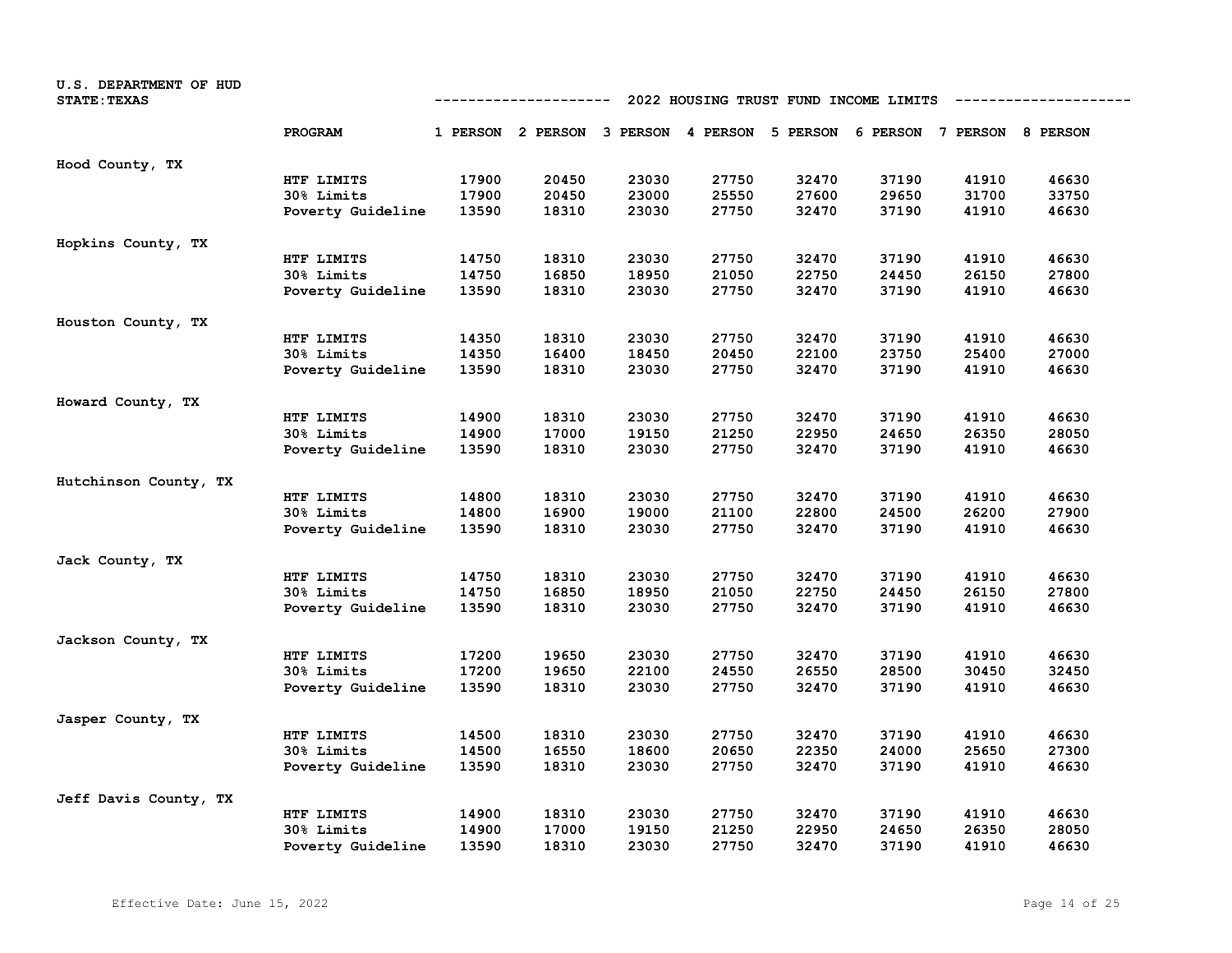U.S. DEPARTMENT OF HUD
STATE: TEXAS

## 2022 HOUSING TRUST FUND INCOME LIMITS

| | PROGRAM | 1 PERSON | 2 PERSON | 3 PERSON | 4 PERSON | 5 PERSON | 6 PERSON | 7 PERSON | 8 PERSON |
|---|---|---|---|---|---|---|---|---|---|
| Hood County, TX | | | | | | | | | |
| | HTF LIMITS | 17900 | 20450 | 23030 | 27750 | 32470 | 37190 | 41910 | 46630 |
| | 30% Limits | 17900 | 20450 | 23000 | 25550 | 27600 | 29650 | 31700 | 33750 |
| | Poverty Guideline | 13590 | 18310 | 23030 | 27750 | 32470 | 37190 | 41910 | 46630 |
| Hopkins County, TX | | | | | | | | | |
| | HTF LIMITS | 14750 | 18310 | 23030 | 27750 | 32470 | 37190 | 41910 | 46630 |
| | 30% Limits | 14750 | 16850 | 18950 | 21050 | 22750 | 24450 | 26150 | 27800 |
| | Poverty Guideline | 13590 | 18310 | 23030 | 27750 | 32470 | 37190 | 41910 | 46630 |
| Houston County, TX | | | | | | | | | |
| | HTF LIMITS | 14350 | 18310 | 23030 | 27750 | 32470 | 37190 | 41910 | 46630 |
| | 30% Limits | 14350 | 16400 | 18450 | 20450 | 22100 | 23750 | 25400 | 27000 |
| | Poverty Guideline | 13590 | 18310 | 23030 | 27750 | 32470 | 37190 | 41910 | 46630 |
| Howard County, TX | | | | | | | | | |
| | HTF LIMITS | 14900 | 18310 | 23030 | 27750 | 32470 | 37190 | 41910 | 46630 |
| | 30% Limits | 14900 | 17000 | 19150 | 21250 | 22950 | 24650 | 26350 | 28050 |
| | Poverty Guideline | 13590 | 18310 | 23030 | 27750 | 32470 | 37190 | 41910 | 46630 |
| Hutchinson County, TX | | | | | | | | | |
| | HTF LIMITS | 14800 | 18310 | 23030 | 27750 | 32470 | 37190 | 41910 | 46630 |
| | 30% Limits | 14800 | 16900 | 19000 | 21100 | 22800 | 24500 | 26200 | 27900 |
| | Poverty Guideline | 13590 | 18310 | 23030 | 27750 | 32470 | 37190 | 41910 | 46630 |
| Jack County, TX | | | | | | | | | |
| | HTF LIMITS | 14750 | 18310 | 23030 | 27750 | 32470 | 37190 | 41910 | 46630 |
| | 30% Limits | 14750 | 16850 | 18950 | 21050 | 22750 | 24450 | 26150 | 27800 |
| | Poverty Guideline | 13590 | 18310 | 23030 | 27750 | 32470 | 37190 | 41910 | 46630 |
| Jackson County, TX | | | | | | | | | |
| | HTF LIMITS | 17200 | 19650 | 23030 | 27750 | 32470 | 37190 | 41910 | 46630 |
| | 30% Limits | 17200 | 19650 | 22100 | 24550 | 26550 | 28500 | 30450 | 32450 |
| | Poverty Guideline | 13590 | 18310 | 23030 | 27750 | 32470 | 37190 | 41910 | 46630 |
| Jasper County, TX | | | | | | | | | |
| | HTF LIMITS | 14500 | 18310 | 23030 | 27750 | 32470 | 37190 | 41910 | 46630 |
| | 30% Limits | 14500 | 16550 | 18600 | 20650 | 22350 | 24000 | 25650 | 27300 |
| | Poverty Guideline | 13590 | 18310 | 23030 | 27750 | 32470 | 37190 | 41910 | 46630 |
| Jeff Davis County, TX | | | | | | | | | |
| | HTF LIMITS | 14900 | 18310 | 23030 | 27750 | 32470 | 37190 | 41910 | 46630 |
| | 30% Limits | 14900 | 17000 | 19150 | 21250 | 22950 | 24650 | 26350 | 28050 |
| | Poverty Guideline | 13590 | 18310 | 23030 | 27750 | 32470 | 37190 | 41910 | 46630 |

Effective Date: June 15, 2022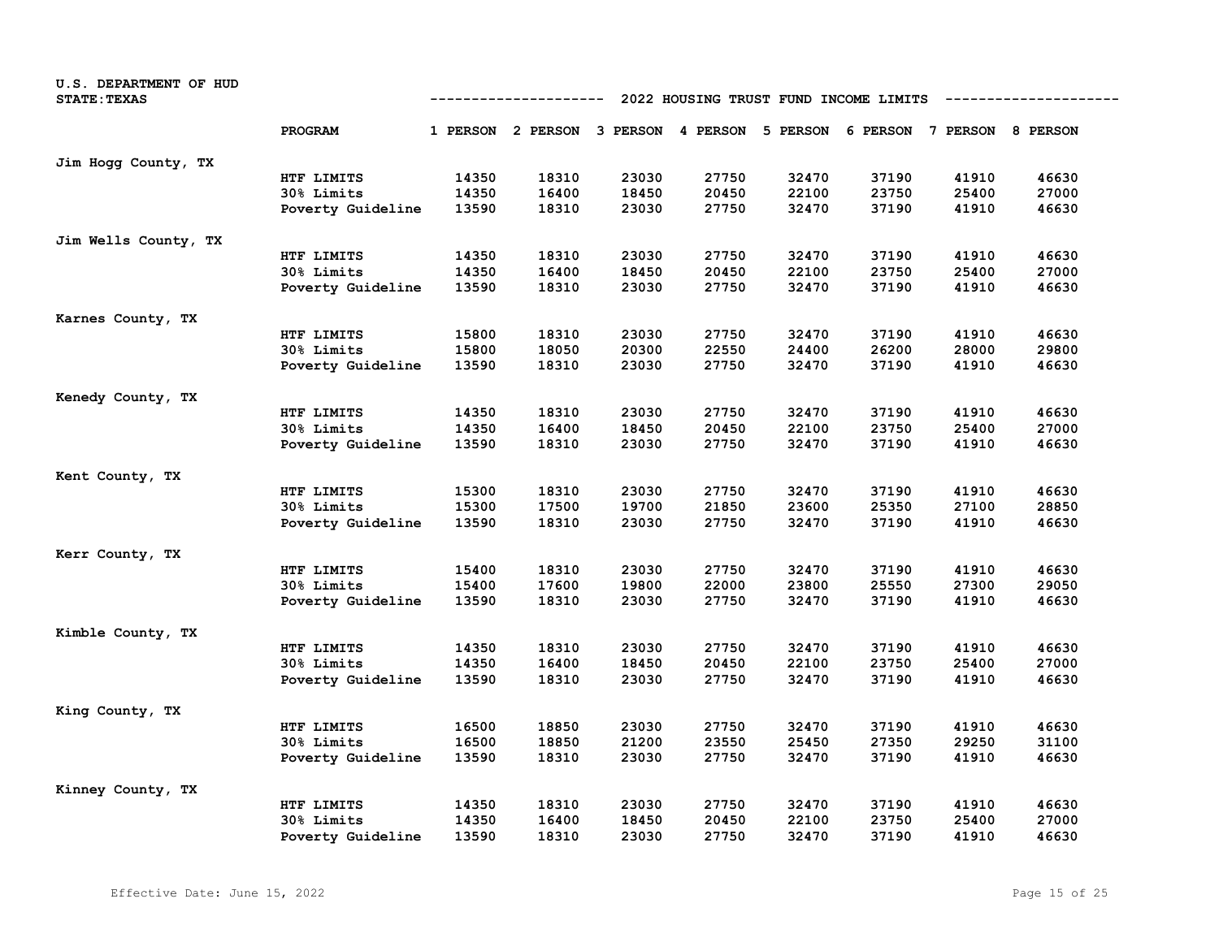U.S. DEPARTMENT OF HUD
STATE: TEXAS

2022 HOUSING TRUST FUND INCOME LIMITS

| | PROGRAM | 1 PERSON | 2 PERSON | 3 PERSON | 4 PERSON | 5 PERSON | 6 PERSON | 7 PERSON | 8 PERSON |
|---|---|---|---|---|---|---|---|---|---|
| Jim Hogg County, TX | | | | | | | | | |
| | HTF LIMITS | 14350 | 18310 | 23030 | 27750 | 32470 | 37190 | 41910 | 46630 |
| | 30% Limits | 14350 | 16400 | 18450 | 20450 | 22100 | 23750 | 25400 | 27000 |
| | Poverty Guideline | 13590 | 18310 | 23030 | 27750 | 32470 | 37190 | 41910 | 46630 |
| Jim Wells County, TX | | | | | | | | | |
| | HTF LIMITS | 14350 | 18310 | 23030 | 27750 | 32470 | 37190 | 41910 | 46630 |
| | 30% Limits | 14350 | 16400 | 18450 | 20450 | 22100 | 23750 | 25400 | 27000 |
| | Poverty Guideline | 13590 | 18310 | 23030 | 27750 | 32470 | 37190 | 41910 | 46630 |
| Karnes County, TX | | | | | | | | | |
| | HTF LIMITS | 15800 | 18310 | 23030 | 27750 | 32470 | 37190 | 41910 | 46630 |
| | 30% Limits | 15800 | 18050 | 20300 | 22550 | 24400 | 26200 | 28000 | 29800 |
| | Poverty Guideline | 13590 | 18310 | 23030 | 27750 | 32470 | 37190 | 41910 | 46630 |
| Kenedy County, TX | | | | | | | | | |
| | HTF LIMITS | 14350 | 18310 | 23030 | 27750 | 32470 | 37190 | 41910 | 46630 |
| | 30% Limits | 14350 | 16400 | 18450 | 20450 | 22100 | 23750 | 25400 | 27000 |
| | Poverty Guideline | 13590 | 18310 | 23030 | 27750 | 32470 | 37190 | 41910 | 46630 |
| Kent County, TX | | | | | | | | | |
| | HTF LIMITS | 15300 | 18310 | 23030 | 27750 | 32470 | 37190 | 41910 | 46630 |
| | 30% Limits | 15300 | 17500 | 19700 | 21850 | 23600 | 25350 | 27100 | 28850 |
| | Poverty Guideline | 13590 | 18310 | 23030 | 27750 | 32470 | 37190 | 41910 | 46630 |
| Kerr County, TX | | | | | | | | | |
| | HTF LIMITS | 15400 | 18310 | 23030 | 27750 | 32470 | 37190 | 41910 | 46630 |
| | 30% Limits | 15400 | 17600 | 19800 | 22000 | 23800 | 25550 | 27300 | 29050 |
| | Poverty Guideline | 13590 | 18310 | 23030 | 27750 | 32470 | 37190 | 41910 | 46630 |
| Kimble County, TX | | | | | | | | | |
| | HTF LIMITS | 14350 | 18310 | 23030 | 27750 | 32470 | 37190 | 41910 | 46630 |
| | 30% Limits | 14350 | 16400 | 18450 | 20450 | 22100 | 23750 | 25400 | 27000 |
| | Poverty Guideline | 13590 | 18310 | 23030 | 27750 | 32470 | 37190 | 41910 | 46630 |
| King County, TX | | | | | | | | | |
| | HTF LIMITS | 16500 | 18850 | 23030 | 27750 | 32470 | 37190 | 41910 | 46630 |
| | 30% Limits | 16500 | 18850 | 21200 | 23550 | 25450 | 27350 | 29250 | 31100 |
| | Poverty Guideline | 13590 | 18310 | 23030 | 27750 | 32470 | 37190 | 41910 | 46630 |
| Kinney County, TX | | | | | | | | | |
| | HTF LIMITS | 14350 | 18310 | 23030 | 27750 | 32470 | 37190 | 41910 | 46630 |
| | 30% Limits | 14350 | 16400 | 18450 | 20450 | 22100 | 23750 | 25400 | 27000 |
| | Poverty Guideline | 13590 | 18310 | 23030 | 27750 | 32470 | 37190 | 41910 | 46630 |

Effective Date: June 15, 2022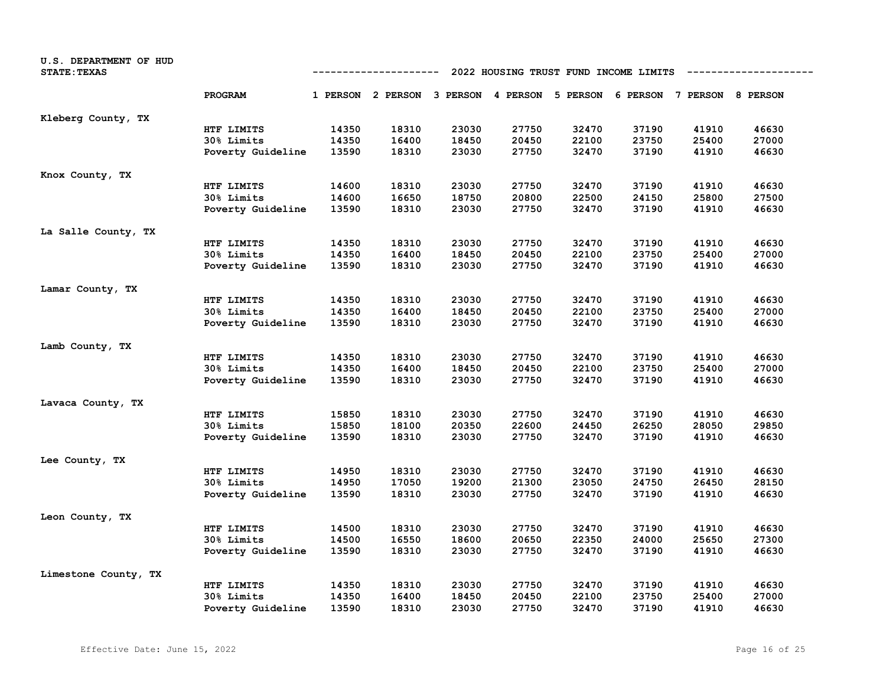U.S. DEPARTMENT OF HUD
STATE: TEXAS

## 2022 HOUSING TRUST FUND INCOME LIMITS

| | PROGRAM | 1 PERSON | 2 PERSON | 3 PERSON | 4 PERSON | 5 PERSON | 6 PERSON | 7 PERSON | 8 PERSON |
|---|---|---|---|---|---|---|---|---|---|
| Kleberg County, TX | | | | | | | | | |
| | HTF LIMITS | 14350 | 18310 | 23030 | 27750 | 32470 | 37190 | 41910 | 46630 |
| | 30% Limits | 14350 | 16400 | 18450 | 20450 | 22100 | 23750 | 25400 | 27000 |
| | Poverty Guideline | 13590 | 18310 | 23030 | 27750 | 32470 | 37190 | 41910 | 46630 |
| Knox County, TX | | | | | | | | | |
| | HTF LIMITS | 14600 | 18310 | 23030 | 27750 | 32470 | 37190 | 41910 | 46630 |
| | 30% Limits | 14600 | 16650 | 18750 | 20800 | 22500 | 24150 | 25800 | 27500 |
| | Poverty Guideline | 13590 | 18310 | 23030 | 27750 | 32470 | 37190 | 41910 | 46630 |
| La Salle County, TX | | | | | | | | | |
| | HTF LIMITS | 14350 | 18310 | 23030 | 27750 | 32470 | 37190 | 41910 | 46630 |
| | 30% Limits | 14350 | 16400 | 18450 | 20450 | 22100 | 23750 | 25400 | 27000 |
| | Poverty Guideline | 13590 | 18310 | 23030 | 27750 | 32470 | 37190 | 41910 | 46630 |
| Lamar County, TX | | | | | | | | | |
| | HTF LIMITS | 14350 | 18310 | 23030 | 27750 | 32470 | 37190 | 41910 | 46630 |
| | 30% Limits | 14350 | 16400 | 18450 | 20450 | 22100 | 23750 | 25400 | 27000 |
| | Poverty Guideline | 13590 | 18310 | 23030 | 27750 | 32470 | 37190 | 41910 | 46630 |
| Lamb County, TX | | | | | | | | | |
| | HTF LIMITS | 14350 | 18310 | 23030 | 27750 | 32470 | 37190 | 41910 | 46630 |
| | 30% Limits | 14350 | 16400 | 18450 | 20450 | 22100 | 23750 | 25400 | 27000 |
| | Poverty Guideline | 13590 | 18310 | 23030 | 27750 | 32470 | 37190 | 41910 | 46630 |
| Lavaca County, TX | | | | | | | | | |
| | HTF LIMITS | 15850 | 18310 | 23030 | 27750 | 32470 | 37190 | 41910 | 46630 |
| | 30% Limits | 15850 | 18100 | 20350 | 22600 | 24450 | 26250 | 28050 | 29850 |
| | Poverty Guideline | 13590 | 18310 | 23030 | 27750 | 32470 | 37190 | 41910 | 46630 |
| Lee County, TX | | | | | | | | | |
| | HTF LIMITS | 14950 | 18310 | 23030 | 27750 | 32470 | 37190 | 41910 | 46630 |
| | 30% Limits | 14950 | 17050 | 19200 | 21300 | 23050 | 24750 | 26450 | 28150 |
| | Poverty Guideline | 13590 | 18310 | 23030 | 27750 | 32470 | 37190 | 41910 | 46630 |
| Leon County, TX | | | | | | | | | |
| | HTF LIMITS | 14500 | 18310 | 23030 | 27750 | 32470 | 37190 | 41910 | 46630 |
| | 30% Limits | 14500 | 16550 | 18600 | 20650 | 22350 | 24000 | 25650 | 27300 |
| | Poverty Guideline | 13590 | 18310 | 23030 | 27750 | 32470 | 37190 | 41910 | 46630 |
| Limestone County, TX | | | | | | | | | |
| | HTF LIMITS | 14350 | 18310 | 23030 | 27750 | 32470 | 37190 | 41910 | 46630 |
| | 30% Limits | 14350 | 16400 | 18450 | 20450 | 22100 | 23750 | 25400 | 27000 |
| | Poverty Guideline | 13590 | 18310 | 23030 | 27750 | 32470 | 37190 | 41910 | 46630 |

Effective Date: June 15, 2022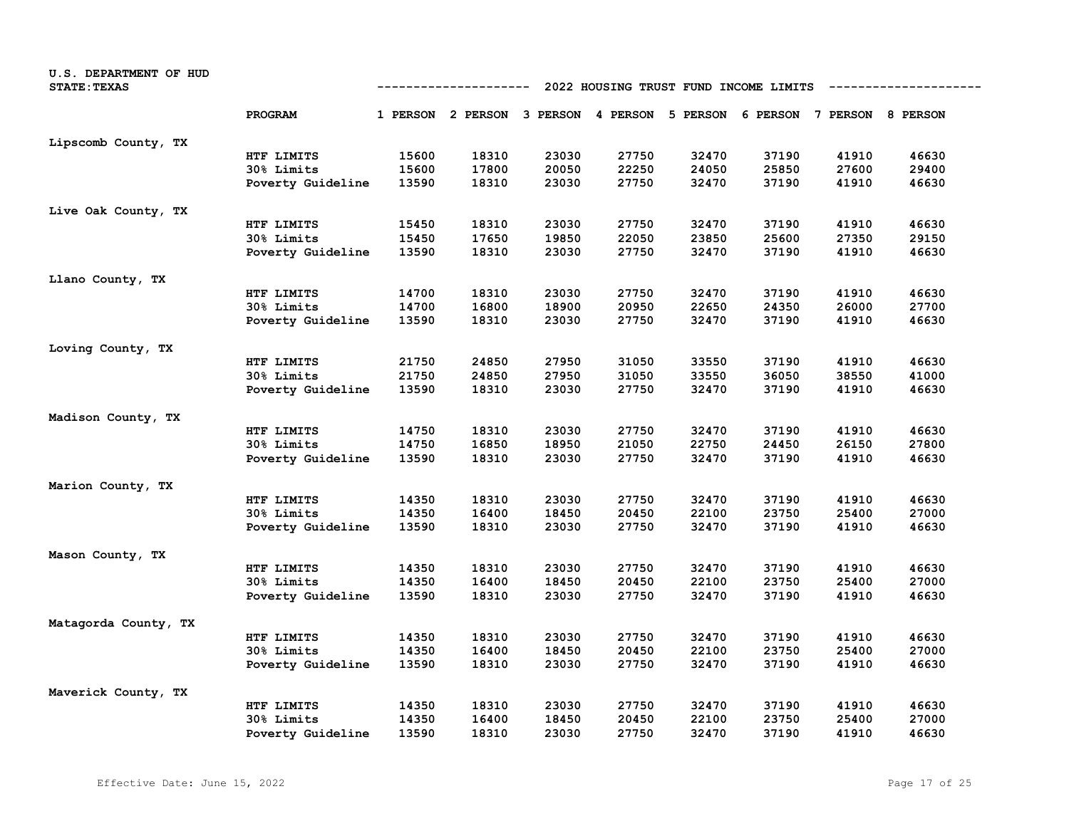U.S. DEPARTMENT OF HUD
STATE: TEXAS

## 2022 HOUSING TRUST FUND INCOME LIMITS

| | PROGRAM | 1 PERSON | 2 PERSON | 3 PERSON | 4 PERSON | 5 PERSON | 6 PERSON | 7 PERSON | 8 PERSON |
|---|---|---|---|---|---|---|---|---|---|
| Lipscomb County, TX | | | | | | | | | |
| | HTF LIMITS | 15600 | 18310 | 23030 | 27750 | 32470 | 37190 | 41910 | 46630 |
| | 30% Limits | 15600 | 17800 | 20050 | 22250 | 24050 | 25850 | 27600 | 29400 |
| | Poverty Guideline | 13590 | 18310 | 23030 | 27750 | 32470 | 37190 | 41910 | 46630 |
| Live Oak County, TX | | | | | | | | | |
| | HTF LIMITS | 15450 | 18310 | 23030 | 27750 | 32470 | 37190 | 41910 | 46630 |
| | 30% Limits | 15450 | 17650 | 19850 | 22050 | 23850 | 25600 | 27350 | 29150 |
| | Poverty Guideline | 13590 | 18310 | 23030 | 27750 | 32470 | 37190 | 41910 | 46630 |
| Llano County, TX | | | | | | | | | |
| | HTF LIMITS | 14700 | 18310 | 23030 | 27750 | 32470 | 37190 | 41910 | 46630 |
| | 30% Limits | 14700 | 16800 | 18900 | 20950 | 22650 | 24350 | 26000 | 27700 |
| | Poverty Guideline | 13590 | 18310 | 23030 | 27750 | 32470 | 37190 | 41910 | 46630 |
| Loving County, TX | | | | | | | | | |
| | HTF LIMITS | 21750 | 24850 | 27950 | 31050 | 33550 | 37190 | 41910 | 46630 |
| | 30% Limits | 21750 | 24850 | 27950 | 31050 | 33550 | 36050 | 38550 | 41000 |
| | Poverty Guideline | 13590 | 18310 | 23030 | 27750 | 32470 | 37190 | 41910 | 46630 |
| Madison County, TX | | | | | | | | | |
| | HTF LIMITS | 14750 | 18310 | 23030 | 27750 | 32470 | 37190 | 41910 | 46630 |
| | 30% Limits | 14750 | 16850 | 18950 | 21050 | 22750 | 24450 | 26150 | 27800 |
| | Poverty Guideline | 13590 | 18310 | 23030 | 27750 | 32470 | 37190 | 41910 | 46630 |
| Marion County, TX | | | | | | | | | |
| | HTF LIMITS | 14350 | 18310 | 23030 | 27750 | 32470 | 37190 | 41910 | 46630 |
| | 30% Limits | 14350 | 16400 | 18450 | 20450 | 22100 | 23750 | 25400 | 27000 |
| | Poverty Guideline | 13590 | 18310 | 23030 | 27750 | 32470 | 37190 | 41910 | 46630 |
| Mason County, TX | | | | | | | | | |
| | HTF LIMITS | 14350 | 18310 | 23030 | 27750 | 32470 | 37190 | 41910 | 46630 |
| | 30% Limits | 14350 | 16400 | 18450 | 20450 | 22100 | 23750 | 25400 | 27000 |
| | Poverty Guideline | 13590 | 18310 | 23030 | 27750 | 32470 | 37190 | 41910 | 46630 |
| Matagorda County, TX | | | | | | | | | |
| | HTF LIMITS | 14350 | 18310 | 23030 | 27750 | 32470 | 37190 | 41910 | 46630 |
| | 30% Limits | 14350 | 16400 | 18450 | 20450 | 22100 | 23750 | 25400 | 27000 |
| | Poverty Guideline | 13590 | 18310 | 23030 | 27750 | 32470 | 37190 | 41910 | 46630 |
| Maverick County, TX | | | | | | | | | |
| | HTF LIMITS | 14350 | 18310 | 23030 | 27750 | 32470 | 37190 | 41910 | 46630 |
| | 30% Limits | 14350 | 16400 | 18450 | 20450 | 22100 | 23750 | 25400 | 27000 |
| | Poverty Guideline | 13590 | 18310 | 23030 | 27750 | 32470 | 37190 | 41910 | 46630 |

Effective Date: June 15, 2022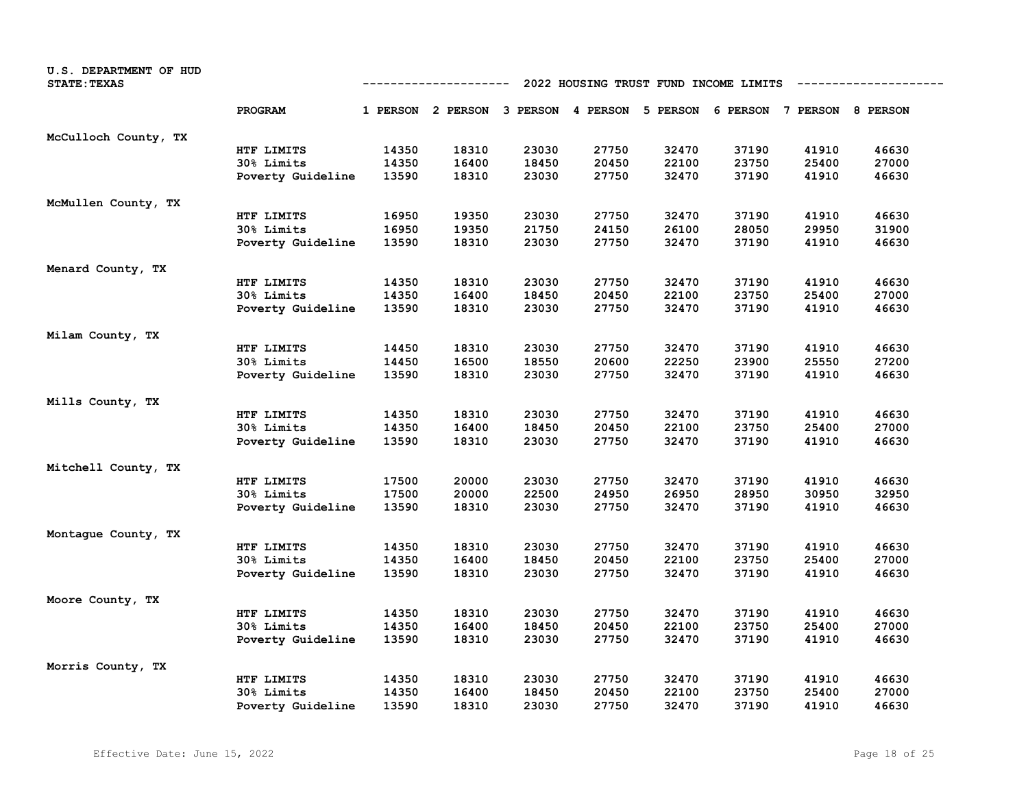U.S. DEPARTMENT OF HUD
STATE: TEXAS

2022 HOUSING TRUST FUND INCOME LIMITS

| | PROGRAM | 1 PERSON | 2 PERSON | 3 PERSON | 4 PERSON | 5 PERSON | 6 PERSON | 7 PERSON | 8 PERSON |
|---|---|---|---|---|---|---|---|---|---|
| McCulloch County, TX | | | | | | | | | |
| | HTF LIMITS | 14350 | 18310 | 23030 | 27750 | 32470 | 37190 | 41910 | 46630 |
| | 30% Limits | 14350 | 16400 | 18450 | 20450 | 22100 | 23750 | 25400 | 27000 |
| | Poverty Guideline | 13590 | 18310 | 23030 | 27750 | 32470 | 37190 | 41910 | 46630 |
| McMullen County, TX | | | | | | | | | |
| | HTF LIMITS | 16950 | 19350 | 23030 | 27750 | 32470 | 37190 | 41910 | 46630 |
| | 30% Limits | 16950 | 19350 | 21750 | 24150 | 26100 | 28050 | 29950 | 31900 |
| | Poverty Guideline | 13590 | 18310 | 23030 | 27750 | 32470 | 37190 | 41910 | 46630 |
| Menard County, TX | | | | | | | | | |
| | HTF LIMITS | 14350 | 18310 | 23030 | 27750 | 32470 | 37190 | 41910 | 46630 |
| | 30% Limits | 14350 | 16400 | 18450 | 20450 | 22100 | 23750 | 25400 | 27000 |
| | Poverty Guideline | 13590 | 18310 | 23030 | 27750 | 32470 | 37190 | 41910 | 46630 |
| Milam County, TX | | | | | | | | | |
| | HTF LIMITS | 14450 | 18310 | 23030 | 27750 | 32470 | 37190 | 41910 | 46630 |
| | 30% Limits | 14450 | 16500 | 18550 | 20600 | 22250 | 23900 | 25550 | 27200 |
| | Poverty Guideline | 13590 | 18310 | 23030 | 27750 | 32470 | 37190 | 41910 | 46630 |
| Mills County, TX | | | | | | | | | |
| | HTF LIMITS | 14350 | 18310 | 23030 | 27750 | 32470 | 37190 | 41910 | 46630 |
| | 30% Limits | 14350 | 16400 | 18450 | 20450 | 22100 | 23750 | 25400 | 27000 |
| | Poverty Guideline | 13590 | 18310 | 23030 | 27750 | 32470 | 37190 | 41910 | 46630 |
| Mitchell County, TX | | | | | | | | | |
| | HTF LIMITS | 17500 | 20000 | 23030 | 27750 | 32470 | 37190 | 41910 | 46630 |
| | 30% Limits | 17500 | 20000 | 22500 | 24950 | 26950 | 28950 | 30950 | 32950 |
| | Poverty Guideline | 13590 | 18310 | 23030 | 27750 | 32470 | 37190 | 41910 | 46630 |
| Montague County, TX | | | | | | | | | |
| | HTF LIMITS | 14350 | 18310 | 23030 | 27750 | 32470 | 37190 | 41910 | 46630 |
| | 30% Limits | 14350 | 16400 | 18450 | 20450 | 22100 | 23750 | 25400 | 27000 |
| | Poverty Guideline | 13590 | 18310 | 23030 | 27750 | 32470 | 37190 | 41910 | 46630 |
| Moore County, TX | | | | | | | | | |
| | HTF LIMITS | 14350 | 18310 | 23030 | 27750 | 32470 | 37190 | 41910 | 46630 |
| | 30% Limits | 14350 | 16400 | 18450 | 20450 | 22100 | 23750 | 25400 | 27000 |
| | Poverty Guideline | 13590 | 18310 | 23030 | 27750 | 32470 | 37190 | 41910 | 46630 |
| Morris County, TX | | | | | | | | | |
| | HTF LIMITS | 14350 | 18310 | 23030 | 27750 | 32470 | 37190 | 41910 | 46630 |
| | 30% Limits | 14350 | 16400 | 18450 | 20450 | 22100 | 23750 | 25400 | 27000 |
| | Poverty Guideline | 13590 | 18310 | 23030 | 27750 | 32470 | 37190 | 41910 | 46630 |

Effective Date: June 15, 2022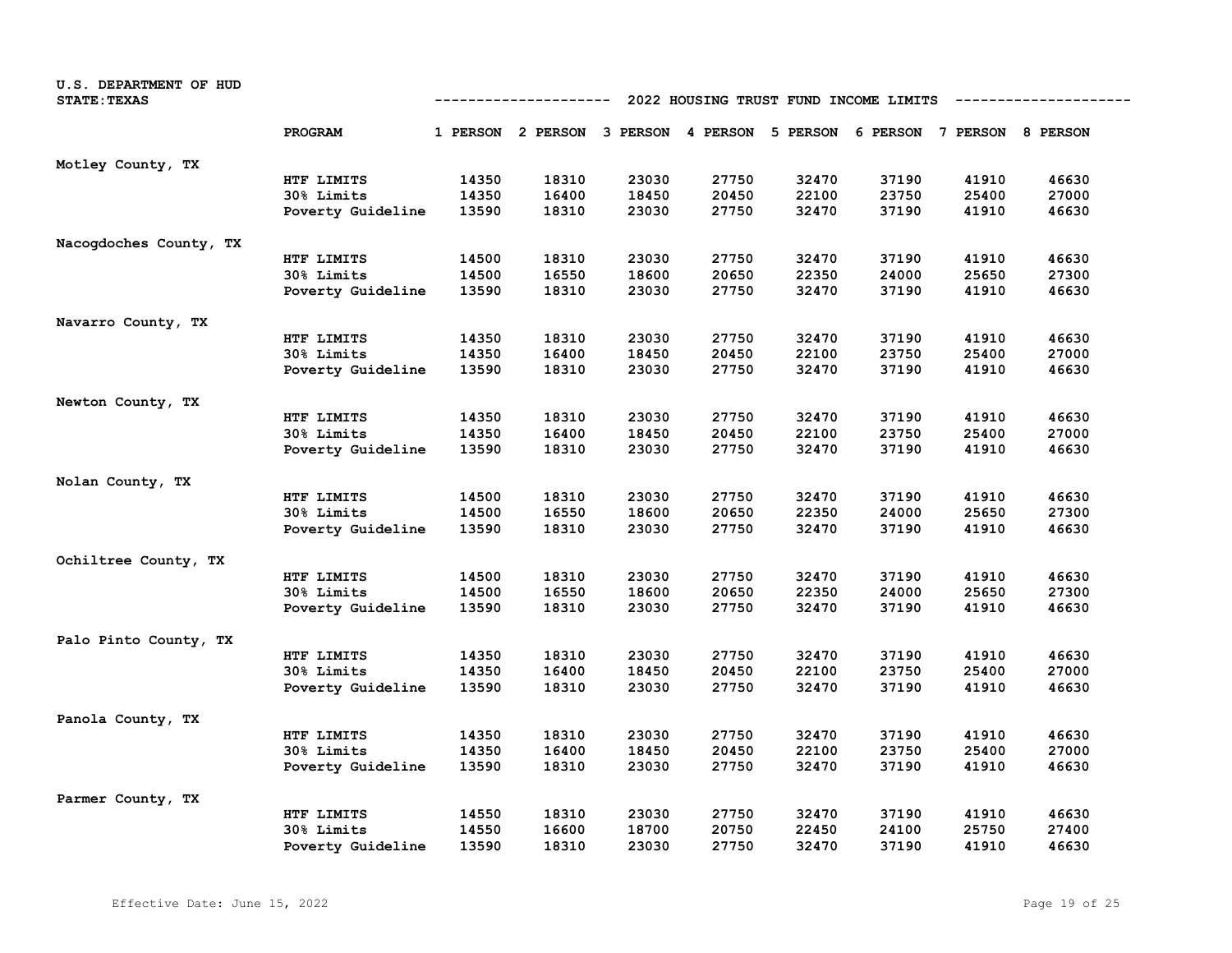U.S. DEPARTMENT OF HUD
STATE: TEXAS

## 2022 HOUSING TRUST FUND INCOME LIMITS

| | PROGRAM | 1 PERSON | 2 PERSON | 3 PERSON | 4 PERSON | 5 PERSON | 6 PERSON | 7 PERSON | 8 PERSON |
|---|---|---|---|---|---|---|---|---|---|
| Motley County, TX | | | | | | | | | |
| | HTF LIMITS | 14350 | 18310 | 23030 | 27750 | 32470 | 37190 | 41910 | 46630 |
| | 30% Limits | 14350 | 16400 | 18450 | 20450 | 22100 | 23750 | 25400 | 27000 |
| | Poverty Guideline | 13590 | 18310 | 23030 | 27750 | 32470 | 37190 | 41910 | 46630 |
| Nacogdoches County, TX | | | | | | | | | |
| | HTF LIMITS | 14500 | 18310 | 23030 | 27750 | 32470 | 37190 | 41910 | 46630 |
| | 30% Limits | 14500 | 16550 | 18600 | 20650 | 22350 | 24000 | 25650 | 27300 |
| | Poverty Guideline | 13590 | 18310 | 23030 | 27750 | 32470 | 37190 | 41910 | 46630 |
| Navarro County, TX | | | | | | | | | |
| | HTF LIMITS | 14350 | 18310 | 23030 | 27750 | 32470 | 37190 | 41910 | 46630 |
| | 30% Limits | 14350 | 16400 | 18450 | 20450 | 22100 | 23750 | 25400 | 27000 |
| | Poverty Guideline | 13590 | 18310 | 23030 | 27750 | 32470 | 37190 | 41910 | 46630 |
| Newton County, TX | | | | | | | | | |
| | HTF LIMITS | 14350 | 18310 | 23030 | 27750 | 32470 | 37190 | 41910 | 46630 |
| | 30% Limits | 14350 | 16400 | 18450 | 20450 | 22100 | 23750 | 25400 | 27000 |
| | Poverty Guideline | 13590 | 18310 | 23030 | 27750 | 32470 | 37190 | 41910 | 46630 |
| Nolan County, TX | | | | | | | | | |
| | HTF LIMITS | 14500 | 18310 | 23030 | 27750 | 32470 | 37190 | 41910 | 46630 |
| | 30% Limits | 14500 | 16550 | 18600 | 20650 | 22350 | 24000 | 25650 | 27300 |
| | Poverty Guideline | 13590 | 18310 | 23030 | 27750 | 32470 | 37190 | 41910 | 46630 |
| Ochiltree County, TX | | | | | | | | | |
| | HTF LIMITS | 14500 | 18310 | 23030 | 27750 | 32470 | 37190 | 41910 | 46630 |
| | 30% Limits | 14500 | 16550 | 18600 | 20650 | 22350 | 24000 | 25650 | 27300 |
| | Poverty Guideline | 13590 | 18310 | 23030 | 27750 | 32470 | 37190 | 41910 | 46630 |
| Palo Pinto County, TX | | | | | | | | | |
| | HTF LIMITS | 14350 | 18310 | 23030 | 27750 | 32470 | 37190 | 41910 | 46630 |
| | 30% Limits | 14350 | 16400 | 18450 | 20450 | 22100 | 23750 | 25400 | 27000 |
| | Poverty Guideline | 13590 | 18310 | 23030 | 27750 | 32470 | 37190 | 41910 | 46630 |
| Panola County, TX | | | | | | | | | |
| | HTF LIMITS | 14350 | 18310 | 23030 | 27750 | 32470 | 37190 | 41910 | 46630 |
| | 30% Limits | 14350 | 16400 | 18450 | 20450 | 22100 | 23750 | 25400 | 27000 |
| | Poverty Guideline | 13590 | 18310 | 23030 | 27750 | 32470 | 37190 | 41910 | 46630 |
| Parmer County, TX | | | | | | | | | |
| | HTF LIMITS | 14550 | 18310 | 23030 | 27750 | 32470 | 37190 | 41910 | 46630 |
| | 30% Limits | 14550 | 16600 | 18700 | 20750 | 22450 | 24100 | 25750 | 27400 |
| | Poverty Guideline | 13590 | 18310 | 23030 | 27750 | 32470 | 37190 | 41910 | 46630 |

Effective Date: June 15, 2022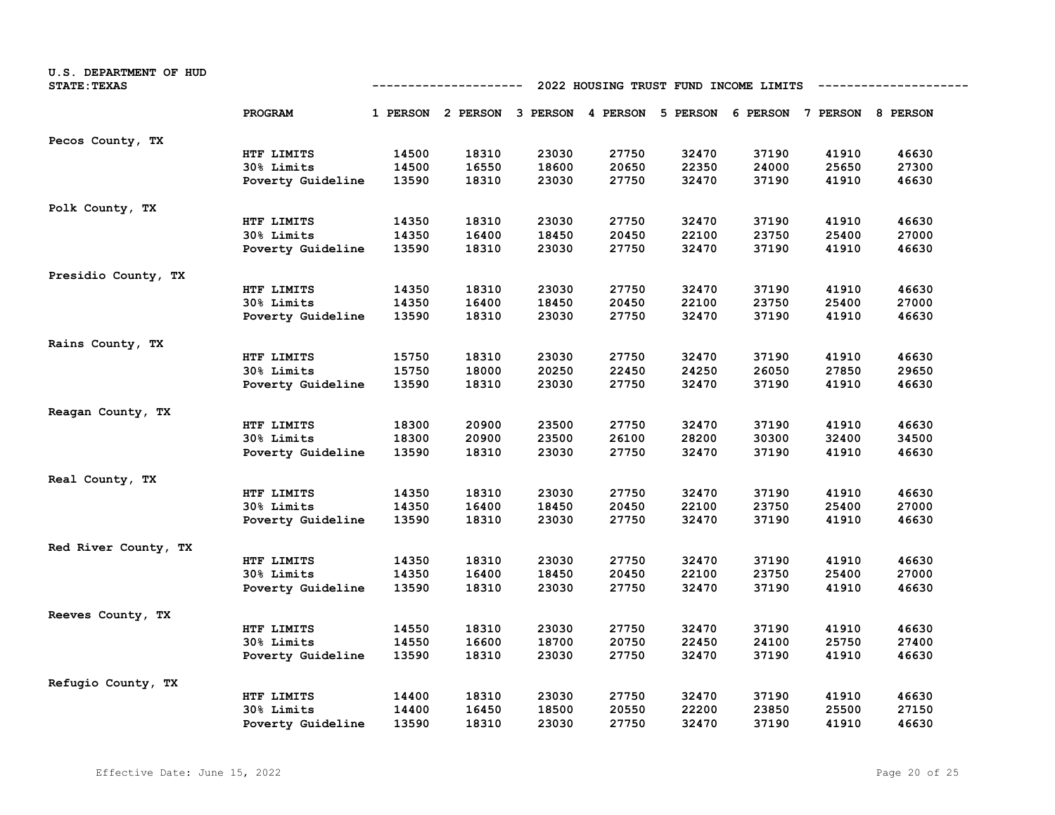U.S. DEPARTMENT OF HUD
STATE: TEXAS

## 2022 HOUSING TRUST FUND INCOME LIMITS

| | PROGRAM | 1 PERSON | 2 PERSON | 3 PERSON | 4 PERSON | 5 PERSON | 6 PERSON | 7 PERSON | 8 PERSON |
|---|---|---|---|---|---|---|---|---|---|
| Pecos County, TX | HTF LIMITS | 14500 | 18310 | 23030 | 27750 | 32470 | 37190 | 41910 | 46630 |
| | 30% Limits | 14500 | 16550 | 18600 | 20650 | 22350 | 24000 | 25650 | 27300 |
| | Poverty Guideline | 13590 | 18310 | 23030 | 27750 | 32470 | 37190 | 41910 | 46630 |
| Polk County, TX | HTF LIMITS | 14350 | 18310 | 23030 | 27750 | 32470 | 37190 | 41910 | 46630 |
| | 30% Limits | 14350 | 16400 | 18450 | 20450 | 22100 | 23750 | 25400 | 27000 |
| | Poverty Guideline | 13590 | 18310 | 23030 | 27750 | 32470 | 37190 | 41910 | 46630 |
| Presidio County, TX | HTF LIMITS | 14350 | 18310 | 23030 | 27750 | 32470 | 37190 | 41910 | 46630 |
| | 30% Limits | 14350 | 16400 | 18450 | 20450 | 22100 | 23750 | 25400 | 27000 |
| | Poverty Guideline | 13590 | 18310 | 23030 | 27750 | 32470 | 37190 | 41910 | 46630 |
| Rains County, TX | HTF LIMITS | 15750 | 18310 | 23030 | 27750 | 32470 | 37190 | 41910 | 46630 |
| | 30% Limits | 15750 | 18000 | 20250 | 22450 | 24250 | 26050 | 27850 | 29650 |
| | Poverty Guideline | 13590 | 18310 | 23030 | 27750 | 32470 | 37190 | 41910 | 46630 |
| Reagan County, TX | HTF LIMITS | 18300 | 20900 | 23500 | 27750 | 32470 | 37190 | 41910 | 46630 |
| | 30% Limits | 18300 | 20900 | 23500 | 26100 | 28200 | 30300 | 32400 | 34500 |
| | Poverty Guideline | 13590 | 18310 | 23030 | 27750 | 32470 | 37190 | 41910 | 46630 |
| Real County, TX | HTF LIMITS | 14350 | 18310 | 23030 | 27750 | 32470 | 37190 | 41910 | 46630 |
| | 30% Limits | 14350 | 16400 | 18450 | 20450 | 22100 | 23750 | 25400 | 27000 |
| | Poverty Guideline | 13590 | 18310 | 23030 | 27750 | 32470 | 37190 | 41910 | 46630 |
| Red River County, TX | HTF LIMITS | 14350 | 18310 | 23030 | 27750 | 32470 | 37190 | 41910 | 46630 |
| | 30% Limits | 14350 | 16400 | 18450 | 20450 | 22100 | 23750 | 25400 | 27000 |
| | Poverty Guideline | 13590 | 18310 | 23030 | 27750 | 32470 | 37190 | 41910 | 46630 |
| Reeves County, TX | HTF LIMITS | 14550 | 18310 | 23030 | 27750 | 32470 | 37190 | 41910 | 46630 |
| | 30% Limits | 14550 | 16600 | 18700 | 20750 | 22450 | 24100 | 25750 | 27400 |
| | Poverty Guideline | 13590 | 18310 | 23030 | 27750 | 32470 | 37190 | 41910 | 46630 |
| Refugio County, TX | HTF LIMITS | 14400 | 18310 | 23030 | 27750 | 32470 | 37190 | 41910 | 46630 |
| | 30% Limits | 14400 | 16450 | 18500 | 20550 | 22200 | 23850 | 25500 | 27150 |
| | Poverty Guideline | 13590 | 18310 | 23030 | 27750 | 32470 | 37190 | 41910 | 46630 |

Effective Date: June 15, 2022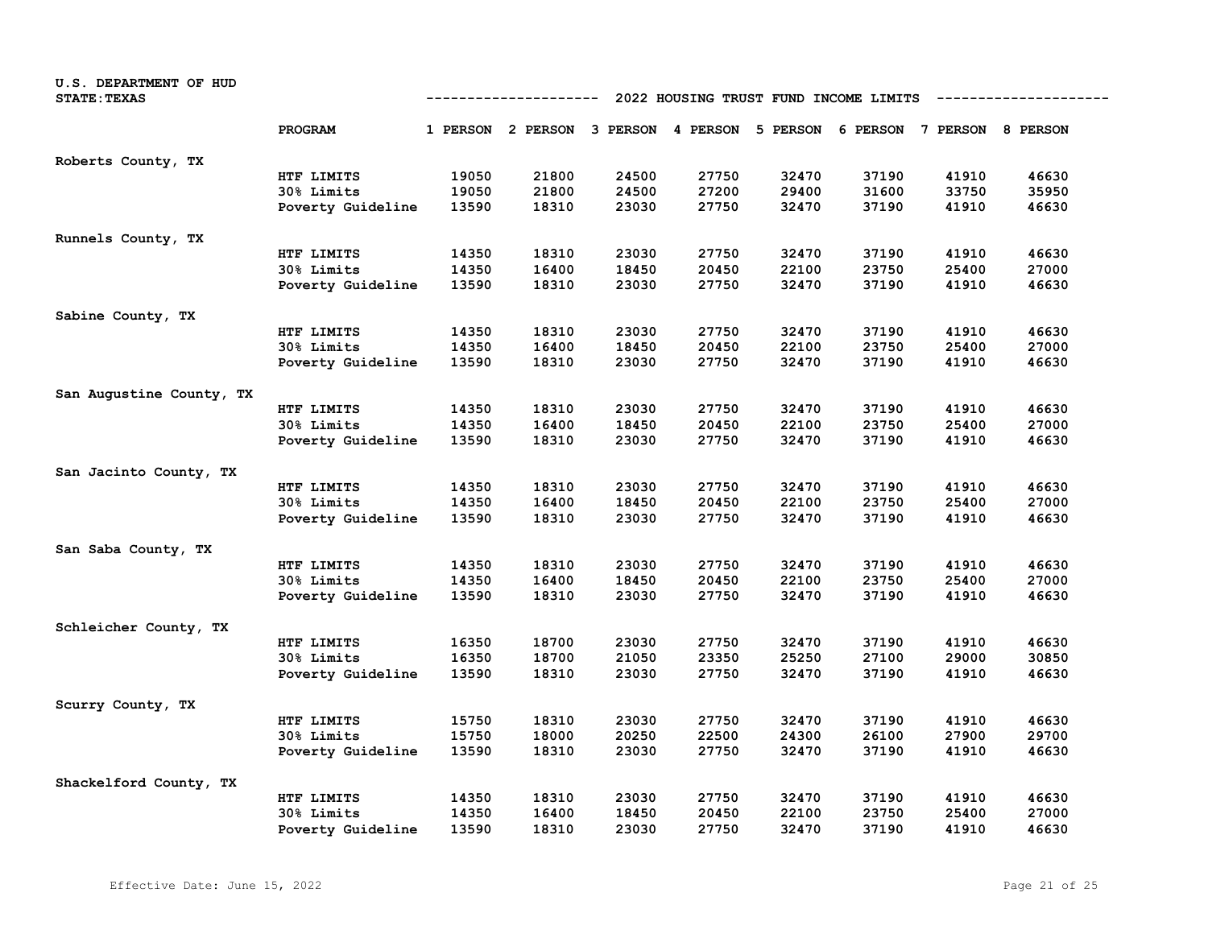U.S. DEPARTMENT OF HUD
STATE: TEXAS

2022 HOUSING TRUST FUND INCOME LIMITS

| | PROGRAM | 1 PERSON | 2 PERSON | 3 PERSON | 4 PERSON | 5 PERSON | 6 PERSON | 7 PERSON | 8 PERSON |
|---|---|---|---|---|---|---|---|---|---|
| Roberts County, TX | | | | | | | | | |
| | HTF LIMITS | 19050 | 21800 | 24500 | 27750 | 32470 | 37190 | 41910 | 46630 |
| | 30% Limits | 19050 | 21800 | 24500 | 27200 | 29400 | 31600 | 33750 | 35950 |
| | Poverty Guideline | 13590 | 18310 | 23030 | 27750 | 32470 | 37190 | 41910 | 46630 |
| Runnels County, TX | | | | | | | | | |
| | HTF LIMITS | 14350 | 18310 | 23030 | 27750 | 32470 | 37190 | 41910 | 46630 |
| | 30% Limits | 14350 | 16400 | 18450 | 20450 | 22100 | 23750 | 25400 | 27000 |
| | Poverty Guideline | 13590 | 18310 | 23030 | 27750 | 32470 | 37190 | 41910 | 46630 |
| Sabine County, TX | | | | | | | | | |
| | HTF LIMITS | 14350 | 18310 | 23030 | 27750 | 32470 | 37190 | 41910 | 46630 |
| | 30% Limits | 14350 | 16400 | 18450 | 20450 | 22100 | 23750 | 25400 | 27000 |
| | Poverty Guideline | 13590 | 18310 | 23030 | 27750 | 32470 | 37190 | 41910 | 46630 |
| San Augustine County, TX | | | | | | | | | |
| | HTF LIMITS | 14350 | 18310 | 23030 | 27750 | 32470 | 37190 | 41910 | 46630 |
| | 30% Limits | 14350 | 16400 | 18450 | 20450 | 22100 | 23750 | 25400 | 27000 |
| | Poverty Guideline | 13590 | 18310 | 23030 | 27750 | 32470 | 37190 | 41910 | 46630 |
| San Jacinto County, TX | | | | | | | | | |
| | HTF LIMITS | 14350 | 18310 | 23030 | 27750 | 32470 | 37190 | 41910 | 46630 |
| | 30% Limits | 14350 | 16400 | 18450 | 20450 | 22100 | 23750 | 25400 | 27000 |
| | Poverty Guideline | 13590 | 18310 | 23030 | 27750 | 32470 | 37190 | 41910 | 46630 |
| San Saba County, TX | | | | | | | | | |
| | HTF LIMITS | 14350 | 18310 | 23030 | 27750 | 32470 | 37190 | 41910 | 46630 |
| | 30% Limits | 14350 | 16400 | 18450 | 20450 | 22100 | 23750 | 25400 | 27000 |
| | Poverty Guideline | 13590 | 18310 | 23030 | 27750 | 32470 | 37190 | 41910 | 46630 |
| Schleicher County, TX | | | | | | | | | |
| | HTF LIMITS | 16350 | 18700 | 23030 | 27750 | 32470 | 37190 | 41910 | 46630 |
| | 30% Limits | 16350 | 18700 | 21050 | 23350 | 25250 | 27100 | 29000 | 30850 |
| | Poverty Guideline | 13590 | 18310 | 23030 | 27750 | 32470 | 37190 | 41910 | 46630 |
| Scurry County, TX | | | | | | | | | |
| | HTF LIMITS | 15750 | 18310 | 23030 | 27750 | 32470 | 37190 | 41910 | 46630 |
| | 30% Limits | 15750 | 18000 | 20250 | 22500 | 24300 | 26100 | 27900 | 29700 |
| | Poverty Guideline | 13590 | 18310 | 23030 | 27750 | 32470 | 37190 | 41910 | 46630 |
| Shackelford County, TX | | | | | | | | | |
| | HTF LIMITS | 14350 | 18310 | 23030 | 27750 | 32470 | 37190 | 41910 | 46630 |
| | 30% Limits | 14350 | 16400 | 18450 | 20450 | 22100 | 23750 | 25400 | 27000 |
| | Poverty Guideline | 13590 | 18310 | 23030 | 27750 | 32470 | 37190 | 41910 | 46630 |

Effective Date: June 15, 2022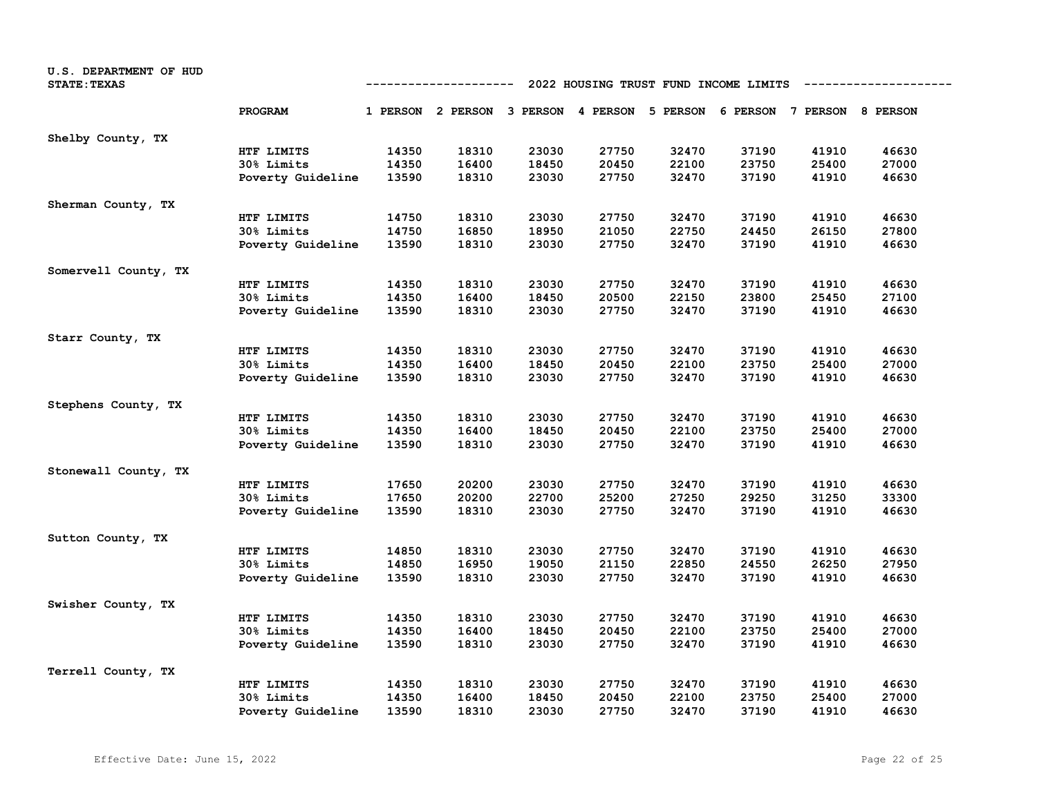U.S. DEPARTMENT OF HUD
STATE: TEXAS

## 2022 HOUSING TRUST FUND INCOME LIMITS

| | PROGRAM | 1 PERSON | 2 PERSON | 3 PERSON | 4 PERSON | 5 PERSON | 6 PERSON | 7 PERSON | 8 PERSON |
|---|---|---|---|---|---|---|---|---|---|
| **Shelby County, TX** | | | | | | | | | |
| | HTF LIMITS | 14350 | 18310 | 23030 | 27750 | 32470 | 37190 | 41910 | 46630 |
| | 30% Limits | 14350 | 16400 | 18450 | 20450 | 22100 | 23750 | 25400 | 27000 |
| | Poverty Guideline | 13590 | 18310 | 23030 | 27750 | 32470 | 37190 | 41910 | 46630 |
| **Sherman County, TX** | | | | | | | | | |
| | HTF LIMITS | 14750 | 18310 | 23030 | 27750 | 32470 | 37190 | 41910 | 46630 |
| | 30% Limits | 14750 | 16850 | 18950 | 21050 | 22750 | 24450 | 26150 | 27800 |
| | Poverty Guideline | 13590 | 18310 | 23030 | 27750 | 32470 | 37190 | 41910 | 46630 |
| **Somervell County, TX** | | | | | | | | | |
| | HTF LIMITS | 14350 | 18310 | 23030 | 27750 | 32470 | 37190 | 41910 | 46630 |
| | 30% Limits | 14350 | 16400 | 18450 | 20500 | 22150 | 23800 | 25450 | 27100 |
| | Poverty Guideline | 13590 | 18310 | 23030 | 27750 | 32470 | 37190 | 41910 | 46630 |
| **Starr County, TX** | | | | | | | | | |
| | HTF LIMITS | 14350 | 18310 | 23030 | 27750 | 32470 | 37190 | 41910 | 46630 |
| | 30% Limits | 14350 | 16400 | 18450 | 20450 | 22100 | 23750 | 25400 | 27000 |
| | Poverty Guideline | 13590 | 18310 | 23030 | 27750 | 32470 | 37190 | 41910 | 46630 |
| **Stephens County, TX** | | | | | | | | | |
| | HTF LIMITS | 14350 | 18310 | 23030 | 27750 | 32470 | 37190 | 41910 | 46630 |
| | 30% Limits | 14350 | 16400 | 18450 | 20450 | 22100 | 23750 | 25400 | 27000 |
| | Poverty Guideline | 13590 | 18310 | 23030 | 27750 | 32470 | 37190 | 41910 | 46630 |
| **Stonewall County, TX** | | | | | | | | | |
| | HTF LIMITS | 17650 | 20200 | 23030 | 27750 | 32470 | 37190 | 41910 | 46630 |
| | 30% Limits | 17650 | 20200 | 22700 | 25200 | 27250 | 29250 | 31250 | 33300 |
| | Poverty Guideline | 13590 | 18310 | 23030 | 27750 | 32470 | 37190 | 41910 | 46630 |
| **Sutton County, TX** | | | | | | | | | |
| | HTF LIMITS | 14850 | 18310 | 23030 | 27750 | 32470 | 37190 | 41910 | 46630 |
| | 30% Limits | 14850 | 16950 | 19050 | 21150 | 22850 | 24550 | 26250 | 27950 |
| | Poverty Guideline | 13590 | 18310 | 23030 | 27750 | 32470 | 37190 | 41910 | 46630 |
| **Swisher County, TX** | | | | | | | | | |
| | HTF LIMITS | 14350 | 18310 | 23030 | 27750 | 32470 | 37190 | 41910 | 46630 |
| | 30% Limits | 14350 | 16400 | 18450 | 20450 | 22100 | 23750 | 25400 | 27000 |
| | Poverty Guideline | 13590 | 18310 | 23030 | 27750 | 32470 | 37190 | 41910 | 46630 |
| **Terrell County, TX** | | | | | | | | | |
| | HTF LIMITS | 14350 | 18310 | 23030 | 27750 | 32470 | 37190 | 41910 | 46630 |
| | 30% Limits | 14350 | 16400 | 18450 | 20450 | 22100 | 23750 | 25400 | 27000 |
| | Poverty Guideline | 13590 | 18310 | 23030 | 27750 | 32470 | 37190 | 41910 | 46630 |

Effective Date: June 15, 2022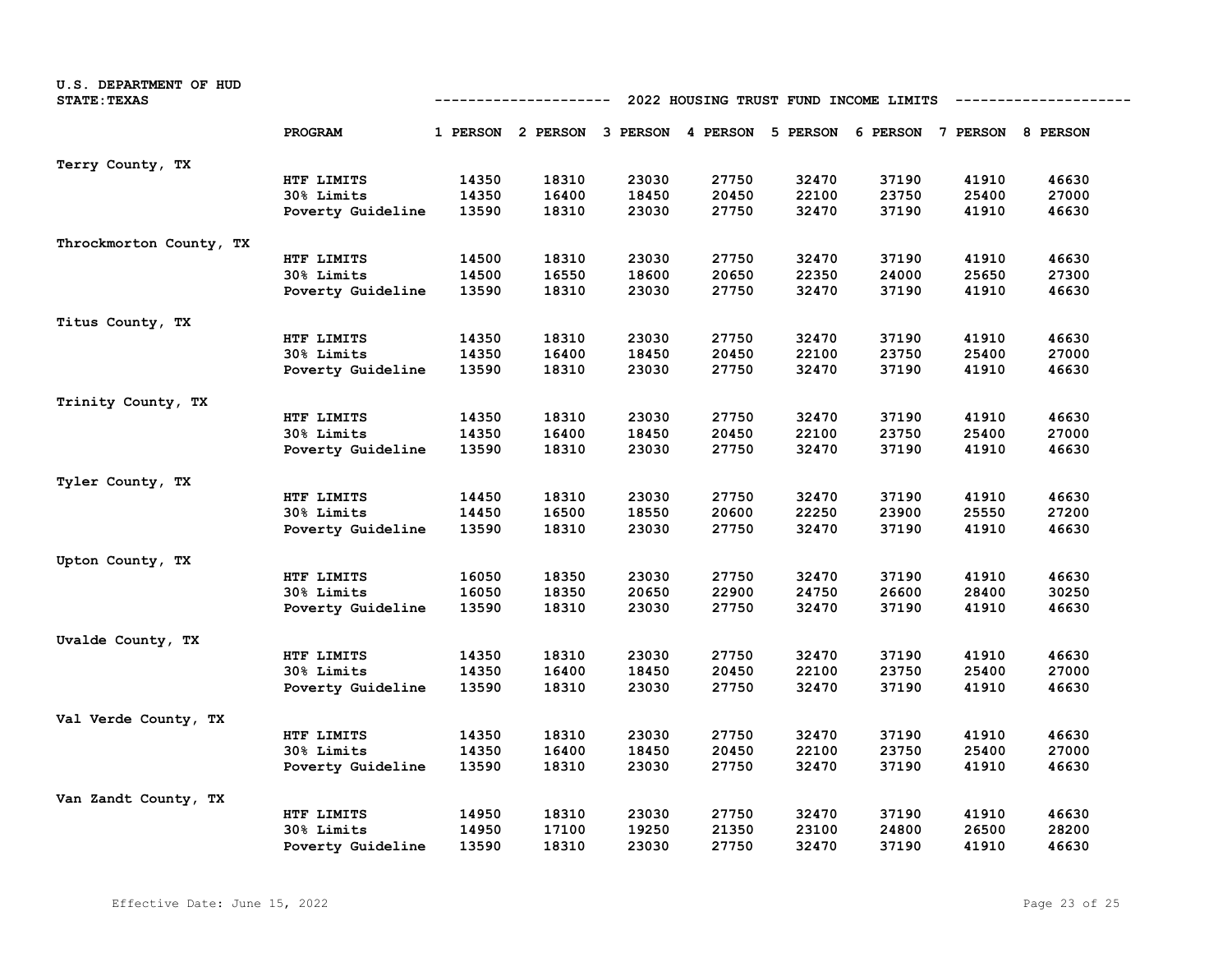U.S. DEPARTMENT OF HUD
STATE: TEXAS

## 2022 HOUSING TRUST FUND INCOME LIMITS

| | PROGRAM | 1 PERSON | 2 PERSON | 3 PERSON | 4 PERSON | 5 PERSON | 6 PERSON | 7 PERSON | 8 PERSON |
|---|---|---|---|---|---|---|---|---|---|
| Terry County, TX | | | | | | | | | |
| | HTF LIMITS | 14350 | 18310 | 23030 | 27750 | 32470 | 37190 | 41910 | 46630 |
| | 30% Limits | 14350 | 16400 | 18450 | 20450 | 22100 | 23750 | 25400 | 27000 |
| | Poverty Guideline | 13590 | 18310 | 23030 | 27750 | 32470 | 37190 | 41910 | 46630 |
| Throckmorton County, TX | | | | | | | | | |
| | HTF LIMITS | 14500 | 18310 | 23030 | 27750 | 32470 | 37190 | 41910 | 46630 |
| | 30% Limits | 14500 | 16550 | 18600 | 20650 | 22350 | 24000 | 25650 | 27300 |
| | Poverty Guideline | 13590 | 18310 | 23030 | 27750 | 32470 | 37190 | 41910 | 46630 |
| Titus County, TX | | | | | | | | | |
| | HTF LIMITS | 14350 | 18310 | 23030 | 27750 | 32470 | 37190 | 41910 | 46630 |
| | 30% Limits | 14350 | 16400 | 18450 | 20450 | 22100 | 23750 | 25400 | 27000 |
| | Poverty Guideline | 13590 | 18310 | 23030 | 27750 | 32470 | 37190 | 41910 | 46630 |
| Trinity County, TX | | | | | | | | | |
| | HTF LIMITS | 14350 | 18310 | 23030 | 27750 | 32470 | 37190 | 41910 | 46630 |
| | 30% Limits | 14350 | 16400 | 18450 | 20450 | 22100 | 23750 | 25400 | 27000 |
| | Poverty Guideline | 13590 | 18310 | 23030 | 27750 | 32470 | 37190 | 41910 | 46630 |
| Tyler County, TX | | | | | | | | | |
| | HTF LIMITS | 14450 | 18310 | 23030 | 27750 | 32470 | 37190 | 41910 | 46630 |
| | 30% Limits | 14450 | 16500 | 18550 | 20600 | 22250 | 23900 | 25550 | 27200 |
| | Poverty Guideline | 13590 | 18310 | 23030 | 27750 | 32470 | 37190 | 41910 | 46630 |
| Upton County, TX | | | | | | | | | |
| | HTF LIMITS | 16050 | 18350 | 23030 | 27750 | 32470 | 37190 | 41910 | 46630 |
| | 30% Limits | 16050 | 18350 | 20650 | 22900 | 24750 | 26600 | 28400 | 30250 |
| | Poverty Guideline | 13590 | 18310 | 23030 | 27750 | 32470 | 37190 | 41910 | 46630 |
| Uvalde County, TX | | | | | | | | | |
| | HTF LIMITS | 14350 | 18310 | 23030 | 27750 | 32470 | 37190 | 41910 | 46630 |
| | 30% Limits | 14350 | 16400 | 18450 | 20450 | 22100 | 23750 | 25400 | 27000 |
| | Poverty Guideline | 13590 | 18310 | 23030 | 27750 | 32470 | 37190 | 41910 | 46630 |
| Val Verde County, TX | | | | | | | | | |
| | HTF LIMITS | 14350 | 18310 | 23030 | 27750 | 32470 | 37190 | 41910 | 46630 |
| | 30% Limits | 14350 | 16400 | 18450 | 20450 | 22100 | 23750 | 25400 | 27000 |
| | Poverty Guideline | 13590 | 18310 | 23030 | 27750 | 32470 | 37190 | 41910 | 46630 |
| Van Zandt County, TX | | | | | | | | | |
| | HTF LIMITS | 14950 | 18310 | 23030 | 27750 | 32470 | 37190 | 41910 | 46630 |
| | 30% Limits | 14950 | 17100 | 19250 | 21350 | 23100 | 24800 | 26500 | 28200 |
| | Poverty Guideline | 13590 | 18310 | 23030 | 27750 | 32470 | 37190 | 41910 | 46630 |

Effective Date: June 15, 2022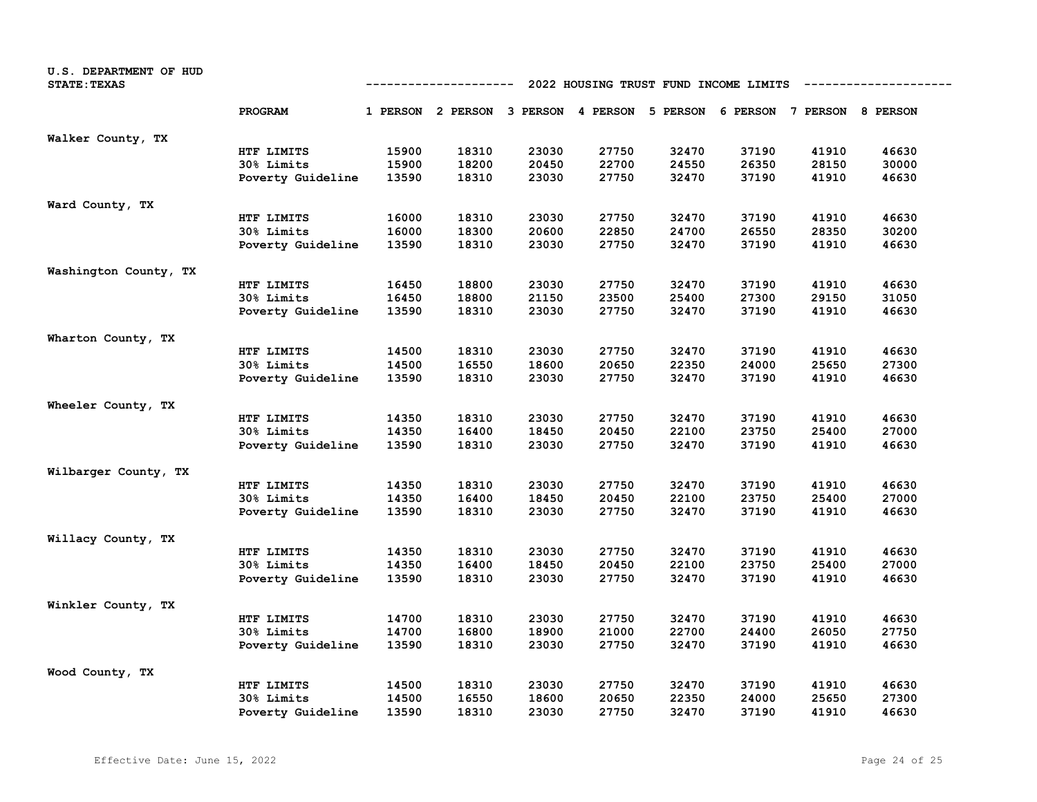U.S. DEPARTMENT OF HUD
STATE: TEXAS

## 2022 HOUSING TRUST FUND INCOME LIMITS

| | PROGRAM | 1 PERSON | 2 PERSON | 3 PERSON | 4 PERSON | 5 PERSON | 6 PERSON | 7 PERSON | 8 PERSON |
|---|---|---|---|---|---|---|---|---|---|
| Walker County, TX | | | | | | | | | |
| | HTF LIMITS | 15900 | 18310 | 23030 | 27750 | 32470 | 37190 | 41910 | 46630 |
| | 30% Limits | 15900 | 18200 | 20450 | 22700 | 24550 | 26350 | 28150 | 30000 |
| | Poverty Guideline | 13590 | 18310 | 23030 | 27750 | 32470 | 37190 | 41910 | 46630 |
| Ward County, TX | | | | | | | | | |
| | HTF LIMITS | 16000 | 18310 | 23030 | 27750 | 32470 | 37190 | 41910 | 46630 |
| | 30% Limits | 16000 | 18300 | 20600 | 22850 | 24700 | 26550 | 28350 | 30200 |
| | Poverty Guideline | 13590 | 18310 | 23030 | 27750 | 32470 | 37190 | 41910 | 46630 |
| Washington County, TX | | | | | | | | | |
| | HTF LIMITS | 16450 | 18800 | 23030 | 27750 | 32470 | 37190 | 41910 | 46630 |
| | 30% Limits | 16450 | 18800 | 21150 | 23500 | 25400 | 27300 | 29150 | 31050 |
| | Poverty Guideline | 13590 | 18310 | 23030 | 27750 | 32470 | 37190 | 41910 | 46630 |
| Wharton County, TX | | | | | | | | | |
| | HTF LIMITS | 14500 | 18310 | 23030 | 27750 | 32470 | 37190 | 41910 | 46630 |
| | 30% Limits | 14500 | 16550 | 18600 | 20650 | 22350 | 24000 | 25650 | 27300 |
| | Poverty Guideline | 13590 | 18310 | 23030 | 27750 | 32470 | 37190 | 41910 | 46630 |
| Wheeler County, TX | | | | | | | | | |
| | HTF LIMITS | 14350 | 18310 | 23030 | 27750 | 32470 | 37190 | 41910 | 46630 |
| | 30% Limits | 14350 | 16400 | 18450 | 20450 | 22100 | 23750 | 25400 | 27000 |
| | Poverty Guideline | 13590 | 18310 | 23030 | 27750 | 32470 | 37190 | 41910 | 46630 |
| Wilbarger County, TX | | | | | | | | | |
| | HTF LIMITS | 14350 | 18310 | 23030 | 27750 | 32470 | 37190 | 41910 | 46630 |
| | 30% Limits | 14350 | 16400 | 18450 | 20450 | 22100 | 23750 | 25400 | 27000 |
| | Poverty Guideline | 13590 | 18310 | 23030 | 27750 | 32470 | 37190 | 41910 | 46630 |
| Willacy County, TX | | | | | | | | | |
| | HTF LIMITS | 14350 | 18310 | 23030 | 27750 | 32470 | 37190 | 41910 | 46630 |
| | 30% Limits | 14350 | 16400 | 18450 | 20450 | 22100 | 23750 | 25400 | 27000 |
| | Poverty Guideline | 13590 | 18310 | 23030 | 27750 | 32470 | 37190 | 41910 | 46630 |
| Winkler County, TX | | | | | | | | | |
| | HTF LIMITS | 14700 | 18310 | 23030 | 27750 | 32470 | 37190 | 41910 | 46630 |
| | 30% Limits | 14700 | 16800 | 18900 | 21000 | 22700 | 24400 | 26050 | 27750 |
| | Poverty Guideline | 13590 | 18310 | 23030 | 27750 | 32470 | 37190 | 41910 | 46630 |
| Wood County, TX | | | | | | | | | |
| | HTF LIMITS | 14500 | 18310 | 23030 | 27750 | 32470 | 37190 | 41910 | 46630 |
| | 30% Limits | 14500 | 16550 | 18600 | 20650 | 22350 | 24000 | 25650 | 27300 |
| | Poverty Guideline | 13590 | 18310 | 23030 | 27750 | 32470 | 37190 | 41910 | 46630 |

Effective Date: June 15, 2022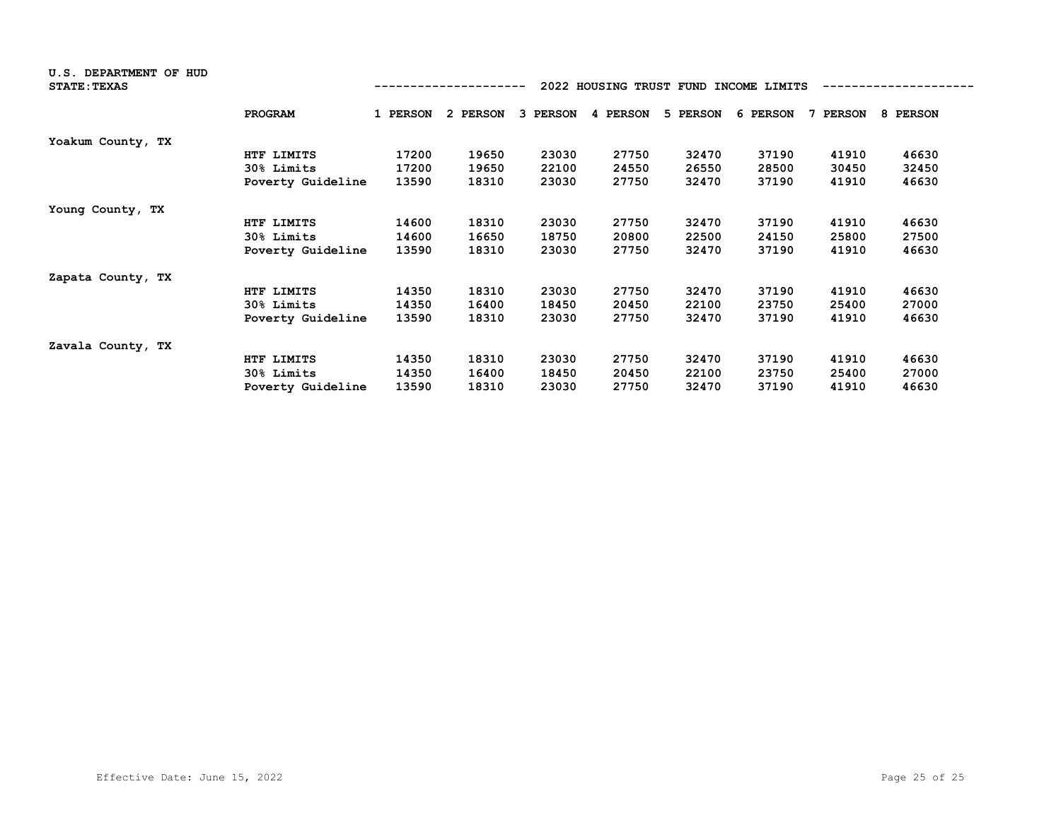U.S. DEPARTMENT OF HUD
STATE:TEXAS

## 2022 HOUSING TRUST FUND INCOME LIMITS

| | PROGRAM | 1 PERSON | 2 PERSON | 3 PERSON | 4 PERSON | 5 PERSON | 6 PERSON | 7 PERSON | 8 PERSON |
|---|---|---|---|---|---|---|---|---|---|
| Yoakum County, TX | | | | | | | | | |
| | HTF LIMITS | 17200 | 19650 | 23030 | 27750 | 32470 | 37190 | 41910 | 46630 |
| | 30% Limits | 17200 | 19650 | 22100 | 24550 | 26550 | 28500 | 30450 | 32450 |
| | Poverty Guideline | 13590 | 18310 | 23030 | 27750 | 32470 | 37190 | 41910 | 46630 |
| Young County, TX | | | | | | | | | |
| | HTF LIMITS | 14600 | 18310 | 23030 | 27750 | 32470 | 37190 | 41910 | 46630 |
| | 30% Limits | 14600 | 16650 | 18750 | 20800 | 22500 | 24150 | 25800 | 27500 |
| | Poverty Guideline | 13590 | 18310 | 23030 | 27750 | 32470 | 37190 | 41910 | 46630 |
| Zapata County, TX | | | | | | | | | |
| | HTF LIMITS | 14350 | 18310 | 23030 | 27750 | 32470 | 37190 | 41910 | 46630 |
| | 30% Limits | 14350 | 16400 | 18450 | 20450 | 22100 | 23750 | 25400 | 27000 |
| | Poverty Guideline | 13590 | 18310 | 23030 | 27750 | 32470 | 37190 | 41910 | 46630 |
| Zavala County, TX | | | | | | | | | |
| | HTF LIMITS | 14350 | 18310 | 23030 | 27750 | 32470 | 37190 | 41910 | 46630 |
| | 30% Limits | 14350 | 16400 | 18450 | 20450 | 22100 | 23750 | 25400 | 27000 |
| | Poverty Guideline | 13590 | 18310 | 23030 | 27750 | 32470 | 37190 | 41910 | 46630 |

Effective Date: June 15, 2022